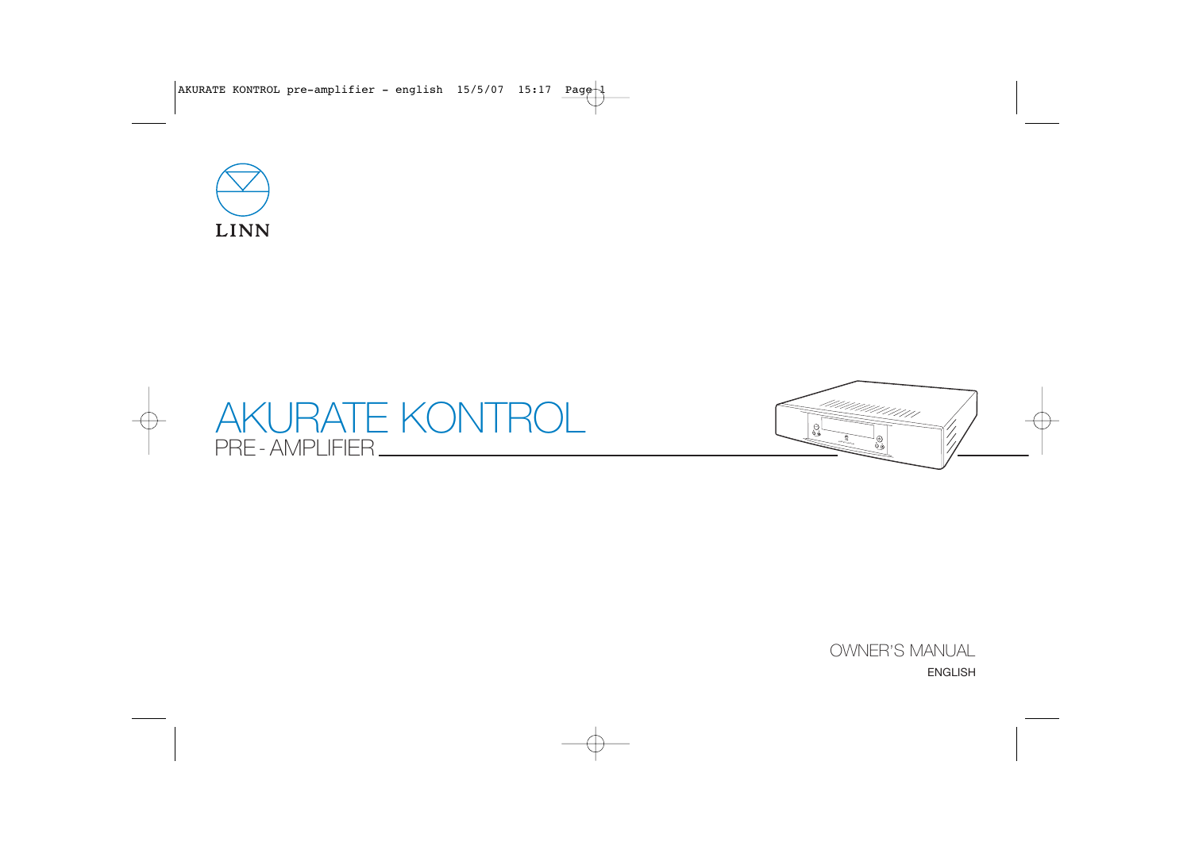LINN

# AKURATE KONTROL

## PRE - AMPLIFIER

OWNER'S MANUAL

ENGLISH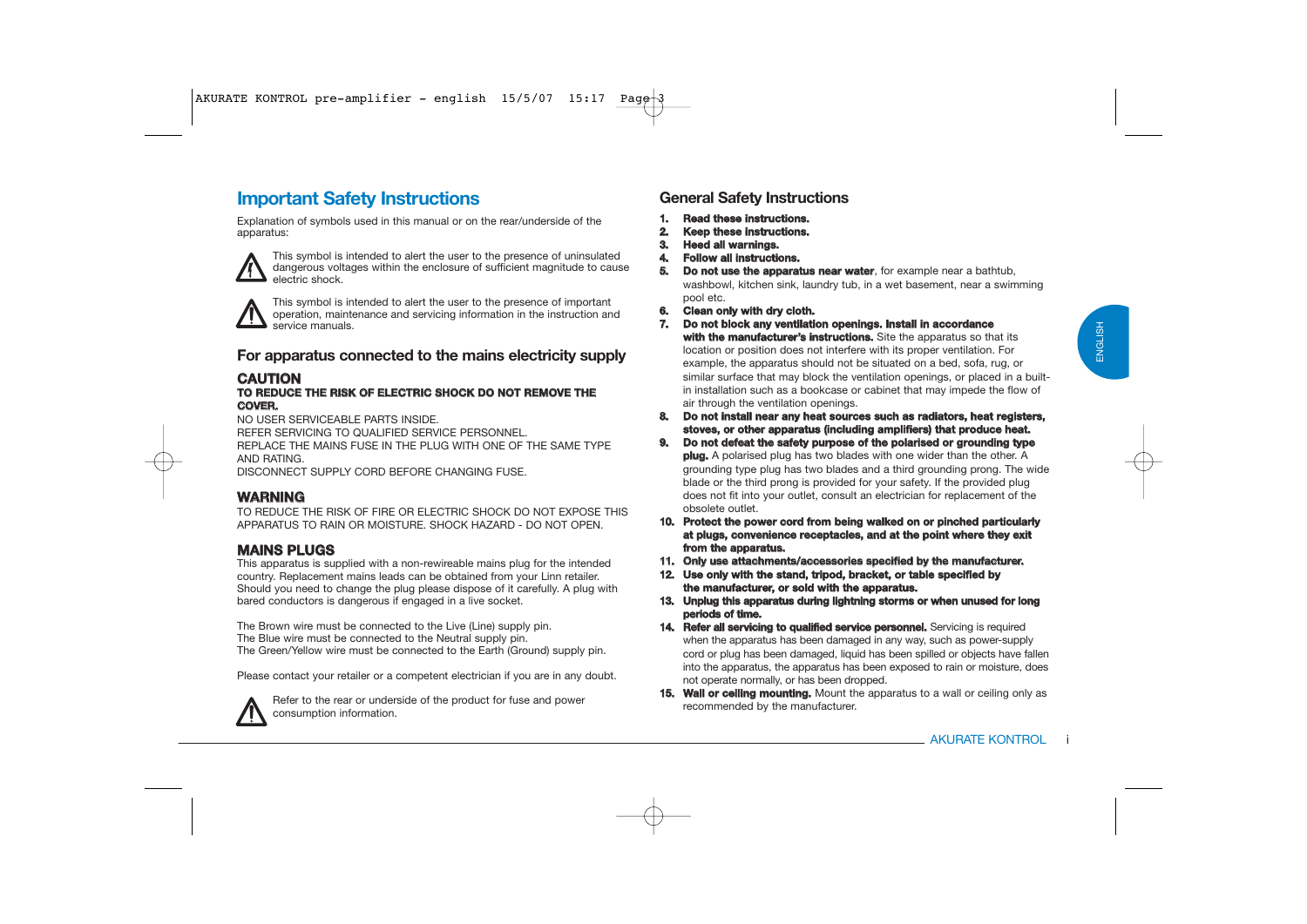# Important Safety Instructions

Explanation of symbols used in this manual or on the rear/underside of the apparatus:

This symbol is intended to alert the user to the presence of uninsulated dangerous voltages within the enclosure of sufficient magnitude to cause electric shock.

This symbol is intended to alert the user to the presence of important operation, maintenance and servicing information in the instruction and service manuals.

## For apparatus connected to the mains electricity supply

### CAUTION

**TO REDUCE THE RISK OF ELECTRIC SHOCK DO NOT REMOVE THE COVER.**

NO USER SERVICEABLE PARTS INSIDE.
REFER SERVICING TO QUALIFIED SERVICE PERSONNEL.
REPLACE THE MAINS FUSE IN THE PLUG WITH ONE OF THE SAME TYPE AND RATING.
DISCONNECT SUPPLY CORD BEFORE CHANGING FUSE.

### WARNING

TO REDUCE THE RISK OF FIRE OR ELECTRIC SHOCK DO NOT EXPOSE THIS APPARATUS TO RAIN OR MOISTURE. SHOCK HAZARD - DO NOT OPEN.

### MAINS PLUGS

This apparatus is supplied with a non-rewireable mains plug for the intended country. Replacement mains leads can be obtained from your Linn retailer. Should you need to change the plug please dispose of it carefully. A plug with bared conductors is dangerous if engaged in a live socket.

The Brown wire must be connected to the Live (Line) supply pin.
The Blue wire must be connected to the Neutral supply pin.
The Green/Yellow wire must be connected to the Earth (Ground) supply pin.

Please contact your retailer or a competent electrician if you are in any doubt.

Refer to the rear or underside of the product for fuse and power consumption information.

## General Safety Instructions

1. **Read these instructions.**
2. **Keep these instructions.**
3. **Heed all warnings.**
4. **Follow all instructions.**
5. **Do not use the apparatus near water**, for example near a bathtub, washbowl, kitchen sink, laundry tub, in a wet basement, near a swimming pool etc.
6. **Clean only with dry cloth.**
7. **Do not block any ventilation openings. Install in accordance with the manufacturer's instructions.** Site the apparatus so that its location or position does not interfere with its proper ventilation. For example, the apparatus should not be situated on a bed, sofa, rug, or similar surface that may block the ventilation openings, or placed in a built-in installation such as a bookcase or cabinet that may impede the flow of air through the ventilation openings.
8. **Do not install near any heat sources such as radiators, heat registers, stoves, or other apparatus (including amplifiers) that produce heat.**
9. **Do not defeat the safety purpose of the polarised or grounding type plug.** A polarised plug has two blades with one wider than the other. A grounding type plug has two blades and a third grounding prong. The wide blade or the third prong is provided for your safety. If the provided plug does not fit into your outlet, consult an electrician for replacement of the obsolete outlet.
10. **Protect the power cord from being walked on or pinched particularly at plugs, convenience receptacles, and at the point where they exit from the apparatus.**
11. **Only use attachments/accessories specified by the manufacturer.**
12. **Use only with the stand, tripod, bracket, or table specified by the manufacturer, or sold with the apparatus.**
13. **Unplug this apparatus during lightning storms or when unused for long periods of time.**
14. **Refer all servicing to qualified service personnel.** Servicing is required when the apparatus has been damaged in any way, such as power-supply cord or plug has been damaged, liquid has been spilled or objects have fallen into the apparatus, the apparatus has been exposed to rain or moisture, does not operate normally, or has been dropped.
15. **Wall or ceiling mounting.** Mount the apparatus to a wall or ceiling only as recommended by the manufacturer.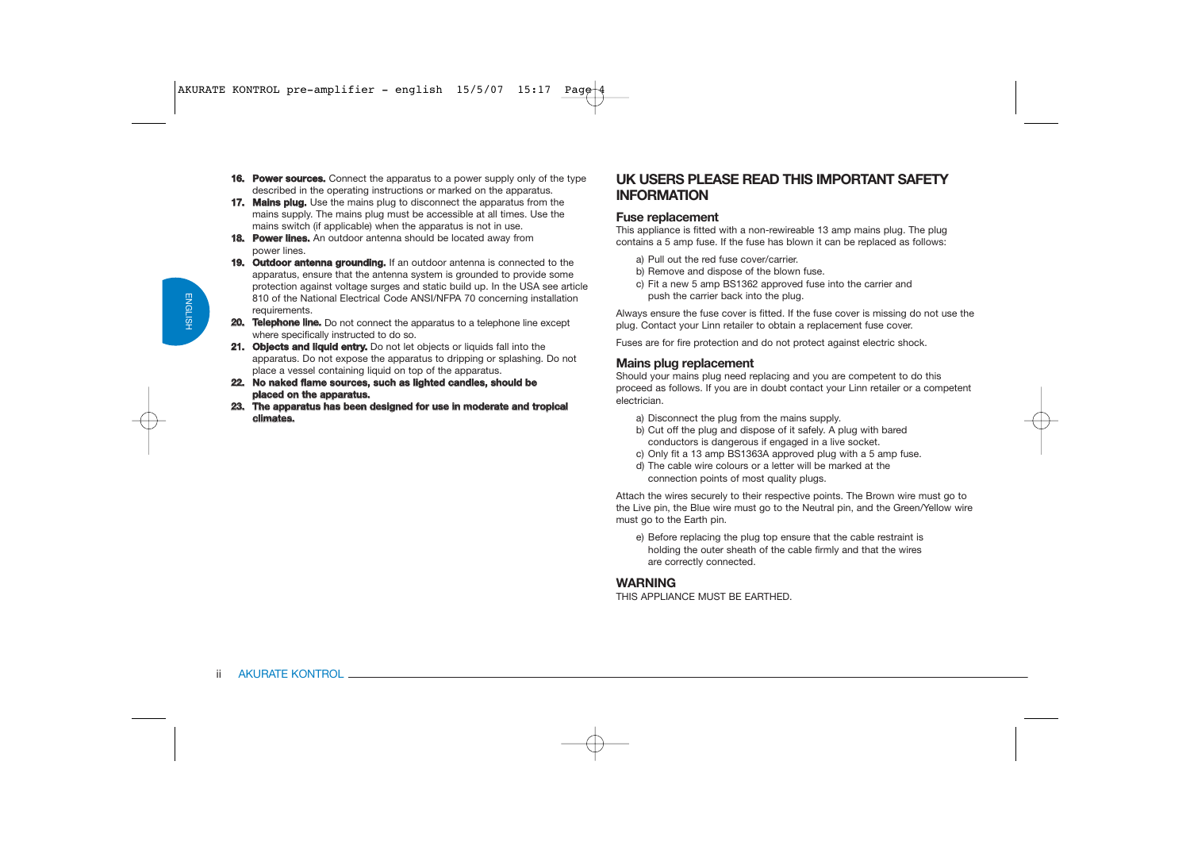16. **Power sources.** Connect the apparatus to a power supply only of the type described in the operating instructions or marked on the apparatus.
17. **Mains plug.** Use the mains plug to disconnect the apparatus from the mains supply. The mains plug must be accessible at all times. Use the mains switch (if applicable) when the apparatus is not in use.
18. **Power lines.** An outdoor antenna should be located away from power lines.
19. **Outdoor antenna grounding.** If an outdoor antenna is connected to the apparatus, ensure that the antenna system is grounded to provide some protection against voltage surges and static build up. In the USA see article 810 of the National Electrical Code ANSI/NFPA 70 concerning installation requirements.
20. **Telephone line.** Do not connect the apparatus to a telephone line except where specifically instructed to do so.
21. **Objects and liquid entry.** Do not let objects or liquids fall into the apparatus. Do not expose the apparatus to dripping or splashing. Do not place a vessel containing liquid on top of the apparatus.
22. **No naked flame sources, such as lighted candles, should be placed on the apparatus.**
23. **The apparatus has been designed for use in moderate and tropical climates.**

## UK USERS PLEASE READ THIS IMPORTANT SAFETY INFORMATION

### Fuse replacement

This appliance is fitted with a non-rewireable 13 amp mains plug. The plug contains a 5 amp fuse. If the fuse has blown it can be replaced as follows:

a) Pull out the red fuse cover/carrier.
b) Remove and dispose of the blown fuse.
c) Fit a new 5 amp BS1362 approved fuse into the carrier and push the carrier back into the plug.

Always ensure the fuse cover is fitted. If the fuse cover is missing do not use the plug. Contact your Linn retailer to obtain a replacement fuse cover.

Fuses are for fire protection and do not protect against electric shock.

### Mains plug replacement

Should your mains plug need replacing and you are competent to do this proceed as follows. If you are in doubt contact your Linn retailer or a competent electrician.

a) Disconnect the plug from the mains supply.
b) Cut off the plug and dispose of it safely. A plug with bared conductors is dangerous if engaged in a live socket.
c) Only fit a 13 amp BS1363A approved plug with a 5 amp fuse.
d) The cable wire colours or a letter will be marked at the connection points of most quality plugs.

Attach the wires securely to their respective points. The Brown wire must go to the Live pin, the Blue wire must go to the Neutral pin, and the Green/Yellow wire must go to the Earth pin.

e) Before replacing the plug top ensure that the cable restraint is holding the outer sheath of the cable firmly and that the wires are correctly connected.

### WARNING

THIS APPLIANCE MUST BE EARTHED.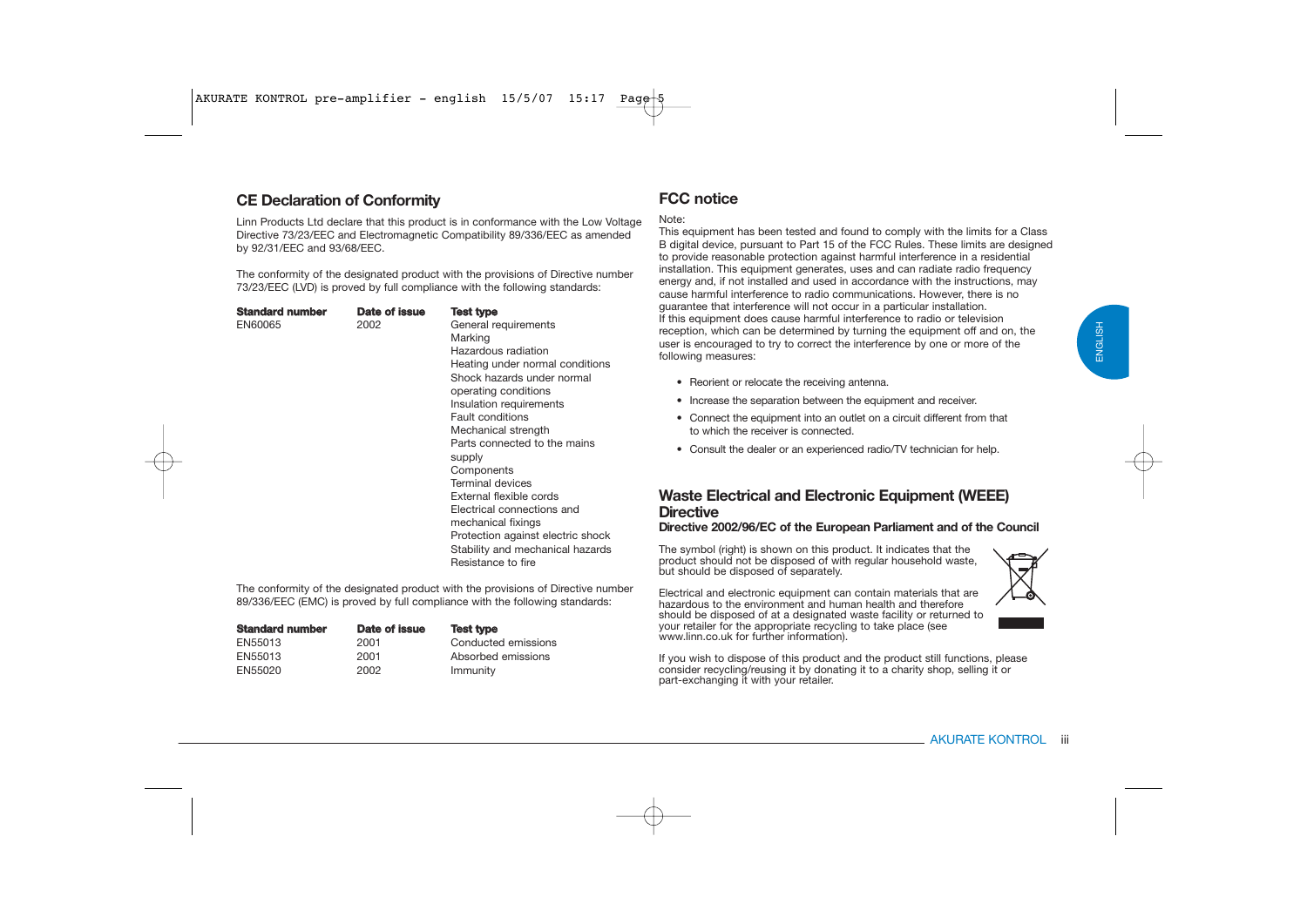## CE Declaration of Conformity

Linn Products Ltd declare that this product is in conformance with the Low Voltage Directive 73/23/EEC and Electromagnetic Compatibility 89/336/EEC as amended by 92/31/EEC and 93/68/EEC.

The conformity of the designated product with the provisions of Directive number 73/23/EEC (LVD) is proved by full compliance with the following standards:

| Standard number | Date of issue | Test type |
|---|---|---|
| EN60065 | 2002 | General requirements<br>Marking<br>Hazardous radiation<br>Heating under normal conditions<br>Shock hazards under normal operating conditions<br>Insulation requirements<br>Fault conditions<br>Mechanical strength<br>Parts connected to the mains supply<br>Components<br>Terminal devices<br>External flexible cords<br>Electrical connections and mechanical fixings<br>Protection against electric shock<br>Stability and mechanical hazards<br>Resistance to fire |

The conformity of the designated product with the provisions of Directive number 89/336/EEC (EMC) is proved by full compliance with the following standards:

| Standard number | Date of issue | Test type |
|---|---|---|
| EN55013 | 2001 | Conducted emissions |
| EN55013 | 2001 | Absorbed emissions |
| EN55020 | 2002 | Immunity |

## FCC notice

Note:
This equipment has been tested and found to comply with the limits for a Class B digital device, pursuant to Part 15 of the FCC Rules. These limits are designed to provide reasonable protection against harmful interference in a residential installation. This equipment generates, uses and can radiate radio frequency energy and, if not installed and used in accordance with the instructions, may cause harmful interference to radio communications. However, there is no guarantee that interference will not occur in a particular installation.
If this equipment does cause harmful interference to radio or television reception, which can be determined by turning the equipment off and on, the user is encouraged to try to correct the interference by one or more of the following measures:

- Reorient or relocate the receiving antenna.
- Increase the separation between the equipment and receiver.
- Connect the equipment into an outlet on a circuit different from that to which the receiver is connected.
- Consult the dealer or an experienced radio/TV technician for help.

## Waste Electrical and Electronic Equipment (WEEE) Directive

**Directive 2002/96/EC of the European Parliament and of the Council**

The symbol (right) is shown on this product. It indicates that the product should not be disposed of with regular household waste, but should be disposed of separately.

Electrical and electronic equipment can contain materials that are hazardous to the environment and human health and therefore should be disposed of at a designated waste facility or returned to your retailer for the appropriate recycling to take place (see www.linn.co.uk for further information).

If you wish to dispose of this product and the product still functions, please consider recycling/reusing it by donating it to a charity shop, selling it or part-exchanging it with your retailer.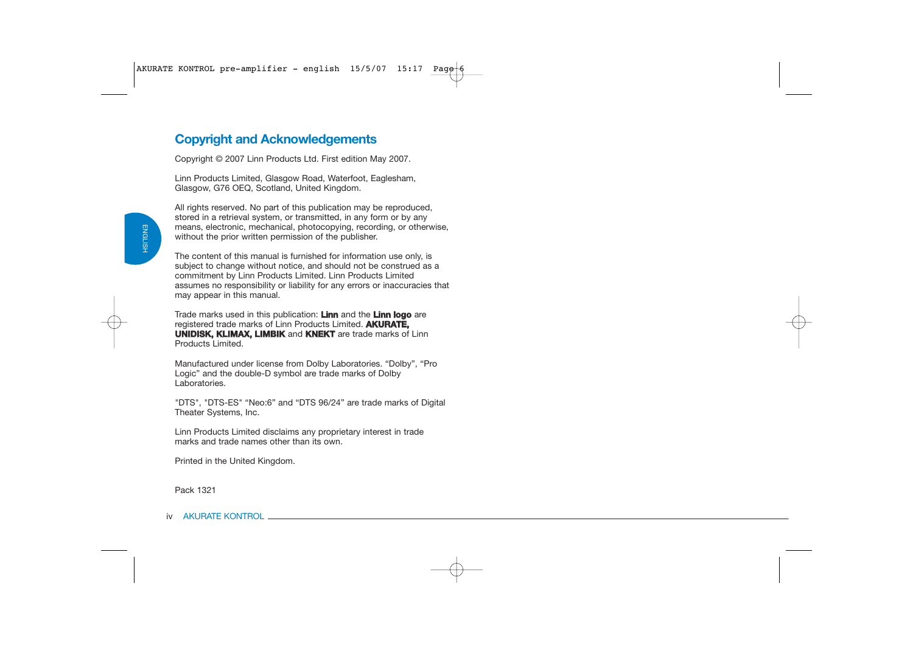## Copyright and Acknowledgements

Copyright © 2007 Linn Products Ltd. First edition May 2007.

Linn Products Limited, Glasgow Road, Waterfoot, Eaglesham, Glasgow, G76 OEQ, Scotland, United Kingdom.

All rights reserved. No part of this publication may be reproduced, stored in a retrieval system, or transmitted, in any form or by any means, electronic, mechanical, photocopying, recording, or otherwise, without the prior written permission of the publisher.

The content of this manual is furnished for information use only, is subject to change without notice, and should not be construed as a commitment by Linn Products Limited. Linn Products Limited assumes no responsibility or liability for any errors or inaccuracies that may appear in this manual.

Trade marks used in this publication: **Linn** and the **Linn logo** are registered trade marks of Linn Products Limited. **AKURATE, UNIDISK, KLIMAX, LIMBIK** and **KNEKT** are trade marks of Linn Products Limited.

Manufactured under license from Dolby Laboratories. "Dolby", "Pro Logic" and the double-D symbol are trade marks of Dolby Laboratories.

"DTS", "DTS-ES" "Neo:6" and "DTS 96/24" are trade marks of Digital Theater Systems, Inc.

Linn Products Limited disclaims any proprietary interest in trade marks and trade names other than its own.

Printed in the United Kingdom.

Pack 1321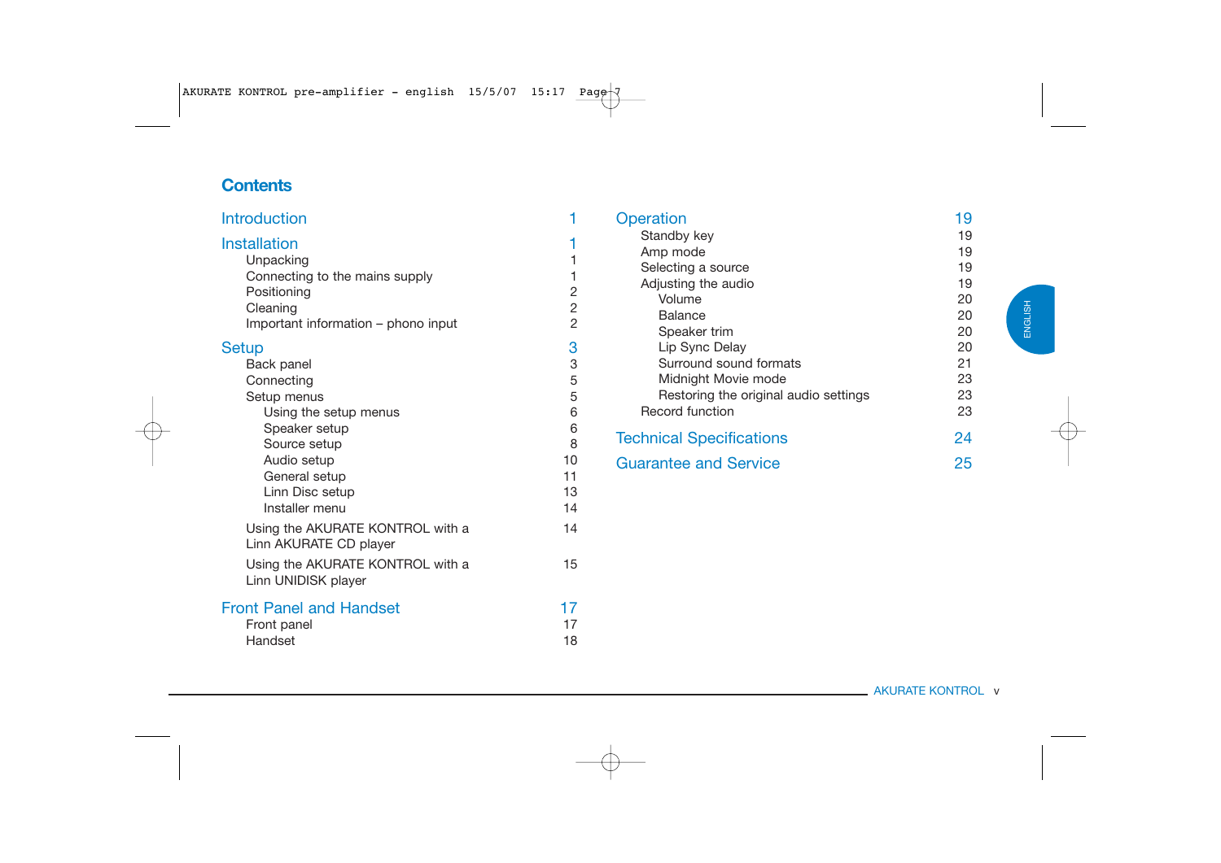## Contents

| | |
|---|---|
| **Introduction** | **1** |
| **Installation** | **1** |
| Unpacking | 1 |
| Connecting to the mains supply | 1 |
| Positioning | 2 |
| Cleaning | 2 |
| Important information – phono input | 2 |
| **Setup** | **3** |
| Back panel | 3 |
| Connecting | 5 |
| Setup menus | 5 |
| Using the setup menus | 6 |
| Speaker setup | 6 |
| Source setup | 8 |
| Audio setup | 10 |
| General setup | 11 |
| Linn Disc setup | 13 |
| Installer menu | 14 |
| Using the AKURATE KONTROL with a Linn AKURATE CD player | 14 |
| Using the AKURATE KONTROL with a Linn UNIDISK player | 15 |
| **Front Panel and Handset** | **17** |
| Front panel | 17 |
| Handset | 18 |
| **Operation** | **19** |
| Standby key | 19 |
| Amp mode | 19 |
| Selecting a source | 19 |
| Adjusting the audio | 19 |
| Volume | 20 |
| Balance | 20 |
| Speaker trim | 20 |
| Lip Sync Delay | 20 |
| Surround sound formats | 21 |
| Midnight Movie mode | 23 |
| Restoring the original audio settings | 23 |
| Record function | 23 |
| **Technical Specifications** | **24** |
| **Guarantee and Service** | **25** |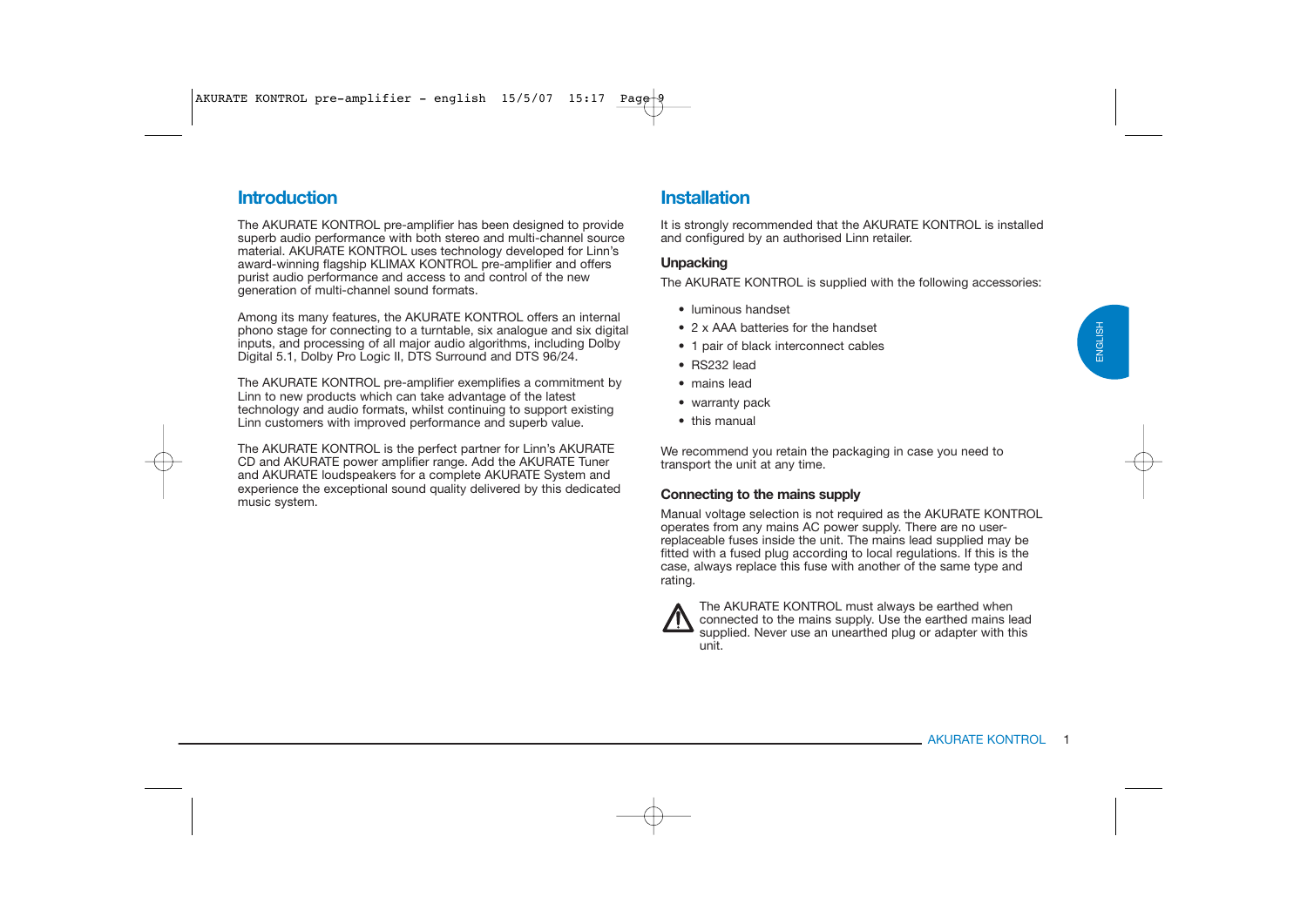## Introduction

The AKURATE KONTROL pre-amplifier has been designed to provide superb audio performance with both stereo and multi-channel source material. AKURATE KONTROL uses technology developed for Linn's award-winning flagship KLIMAX KONTROL pre-amplifier and offers purist audio performance and access to and control of the new generation of multi-channel sound formats.

Among its many features, the AKURATE KONTROL offers an internal phono stage for connecting to a turntable, six analogue and six digital inputs, and processing of all major audio algorithms, including Dolby Digital 5.1, Dolby Pro Logic II, DTS Surround and DTS 96/24.

The AKURATE KONTROL pre-amplifier exemplifies a commitment by Linn to new products which can take advantage of the latest technology and audio formats, whilst continuing to support existing Linn customers with improved performance and superb value.

The AKURATE KONTROL is the perfect partner for Linn's AKURATE CD and AKURATE power amplifier range. Add the AKURATE Tuner and AKURATE loudspeakers for a complete AKURATE System and experience the exceptional sound quality delivered by this dedicated music system.

## Installation

It is strongly recommended that the AKURATE KONTROL is installed and configured by an authorised Linn retailer.

### Unpacking

The AKURATE KONTROL is supplied with the following accessories:

- luminous handset
- 2 x AAA batteries for the handset
- 1 pair of black interconnect cables
- RS232 lead
- mains lead
- warranty pack
- this manual

We recommend you retain the packaging in case you need to transport the unit at any time.

### Connecting to the mains supply

Manual voltage selection is not required as the AKURATE KONTROL operates from any mains AC power supply. There are no user-replaceable fuses inside the unit. The mains lead supplied may be fitted with a fused plug according to local regulations. If this is the case, always replace this fuse with another of the same type and rating.

⚠ The AKURATE KONTROL must always be earthed when connected to the mains supply. Use the earthed mains lead supplied. Never use an unearthed plug or adapter with this unit.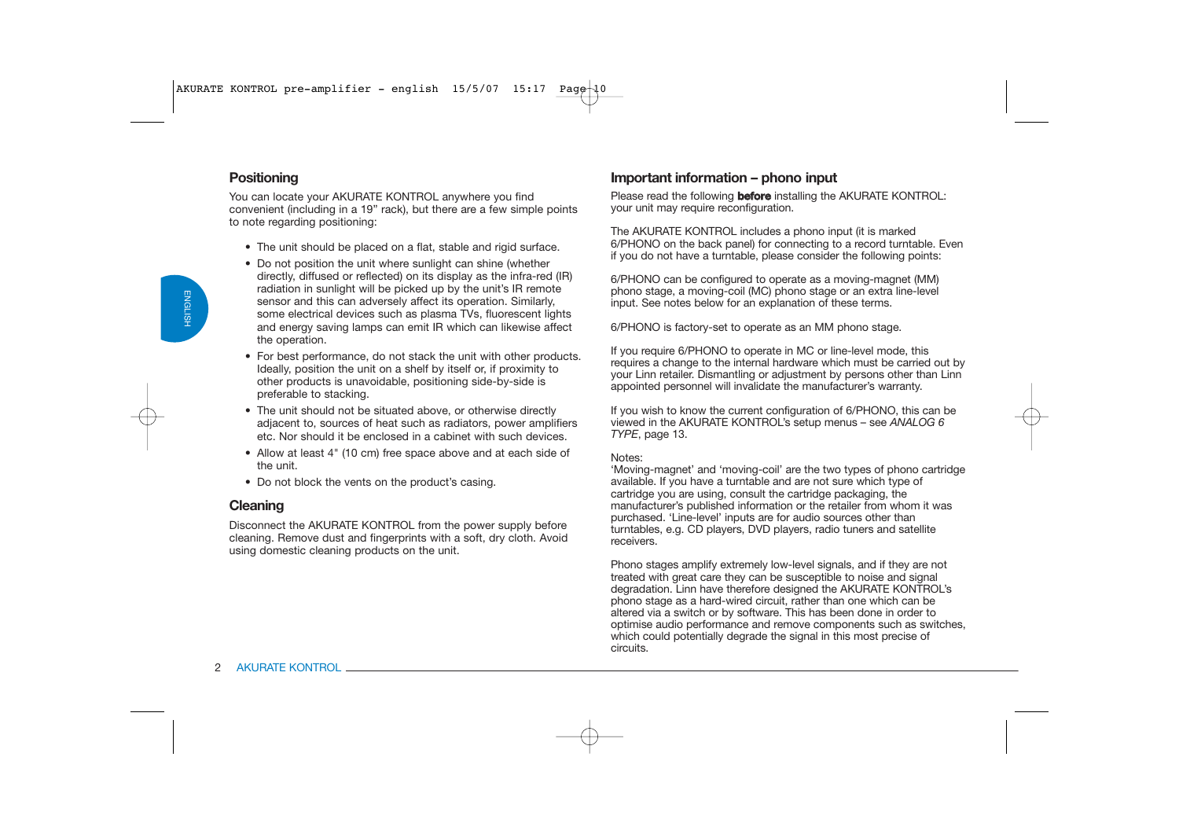## Positioning

You can locate your AKURATE KONTROL anywhere you find convenient (including in a 19" rack), but there are a few simple points to note regarding positioning:

- The unit should be placed on a flat, stable and rigid surface.
- Do not position the unit where sunlight can shine (whether directly, diffused or reflected) on its display as the infra-red (IR) radiation in sunlight will be picked up by the unit's IR remote sensor and this can adversely affect its operation. Similarly, some electrical devices such as plasma TVs, fluorescent lights and energy saving lamps can emit IR which can likewise affect the operation.
- For best performance, do not stack the unit with other products. Ideally, position the unit on a shelf by itself or, if proximity to other products is unavoidable, positioning side-by-side is preferable to stacking.
- The unit should not be situated above, or otherwise directly adjacent to, sources of heat such as radiators, power amplifiers etc. Nor should it be enclosed in a cabinet with such devices.
- Allow at least 4" (10 cm) free space above and at each side of the unit.
- Do not block the vents on the product's casing.

## Cleaning

Disconnect the AKURATE KONTROL from the power supply before cleaning. Remove dust and fingerprints with a soft, dry cloth. Avoid using domestic cleaning products on the unit.

## Important information – phono input

Please read the following **before** installing the AKURATE KONTROL: your unit may require reconfiguration.

The AKURATE KONTROL includes a phono input (it is marked 6/PHONO on the back panel) for connecting to a record turntable. Even if you do not have a turntable, please consider the following points:

6/PHONO can be configured to operate as a moving-magnet (MM) phono stage, a moving-coil (MC) phono stage or an extra line-level input. See notes below for an explanation of these terms.

6/PHONO is factory-set to operate as an MM phono stage.

If you require 6/PHONO to operate in MC or line-level mode, this requires a change to the internal hardware which must be carried out by your Linn retailer. Dismantling or adjustment by persons other than Linn appointed personnel will invalidate the manufacturer's warranty.

If you wish to know the current configuration of 6/PHONO, this can be viewed in the AKURATE KONTROL's setup menus – see *ANALOG 6 TYPE*, page 13.

Notes:
'Moving-magnet' and 'moving-coil' are the two types of phono cartridge available. If you have a turntable and are not sure which type of cartridge you are using, consult the cartridge packaging, the manufacturer's published information or the retailer from whom it was purchased. 'Line-level' inputs are for audio sources other than turntables, e.g. CD players, DVD players, radio tuners and satellite receivers.

Phono stages amplify extremely low-level signals, and if they are not treated with great care they can be susceptible to noise and signal degradation. Linn have therefore designed the AKURATE KONTROL's phono stage as a hard-wired circuit, rather than one which can be altered via a switch or by software. This has been done in order to optimise audio performance and remove components such as switches, which could potentially degrade the signal in this most precise of circuits.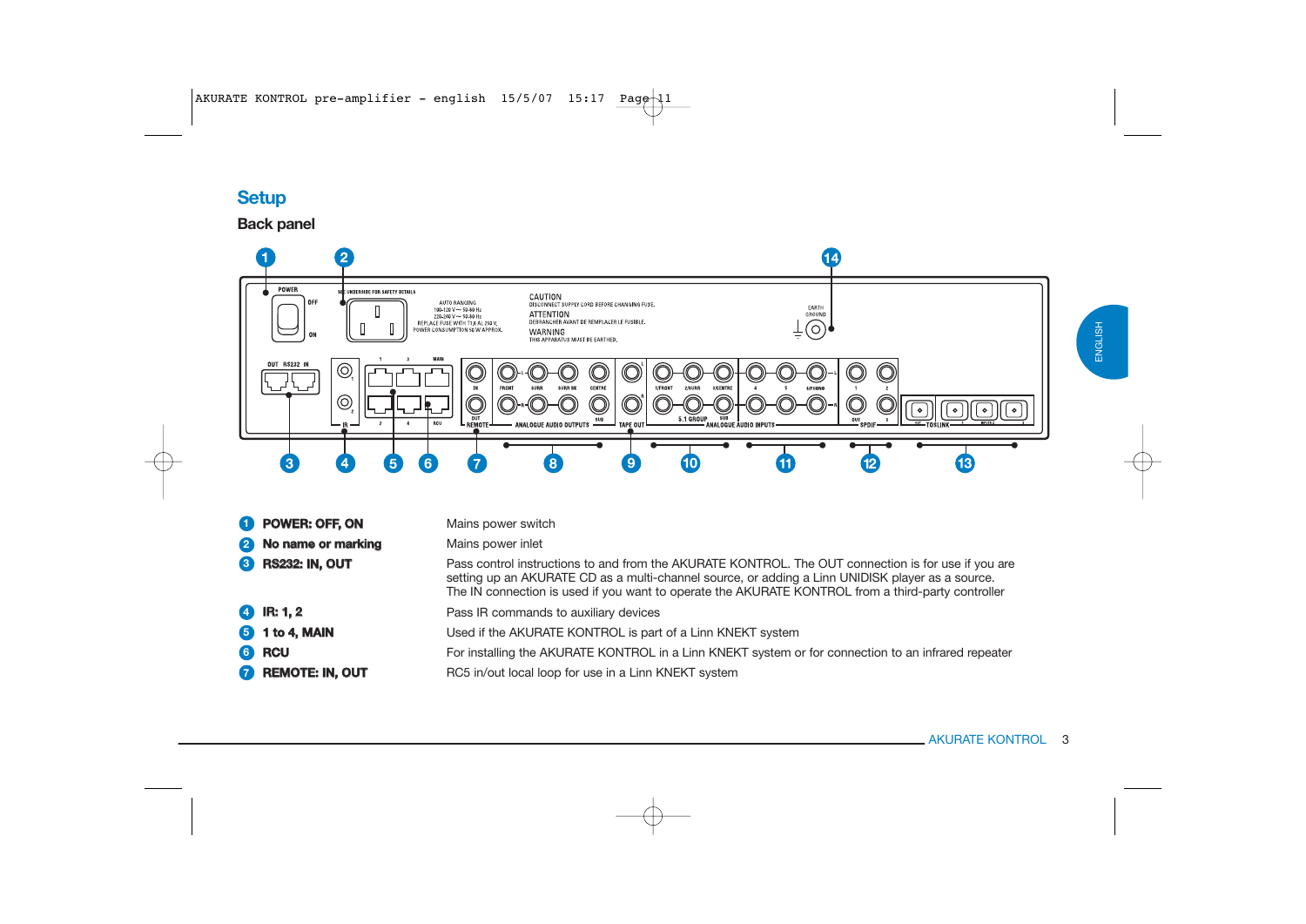## Setup

### Back panel

| | | |
|---|---|---|
| 1 | **POWER: OFF, ON** | Mains power switch |
| 2 | **No name or marking** | Mains power inlet |
| 3 | **RS232: IN, OUT** | Pass control instructions to and from the AKURATE KONTROL. The OUT connection is for use if you are setting up an AKURATE CD as a multi-channel source, or adding a Linn UNIDISK player as a source. The IN connection is used if you want to operate the AKURATE KONTROL from a third-party controller |
| 4 | **IR: 1, 2** | Pass IR commands to auxiliary devices |
| 5 | **1 to 4, MAIN** | Used if the AKURATE KONTROL is part of a Linn KNEKT system |
| 6 | **RCU** | For installing the AKURATE KONTROL in a Linn KNEKT system or for connection to an infrared repeater |
| 7 | **REMOTE: IN, OUT** | RC5 in/out local loop for use in a Linn KNEKT system |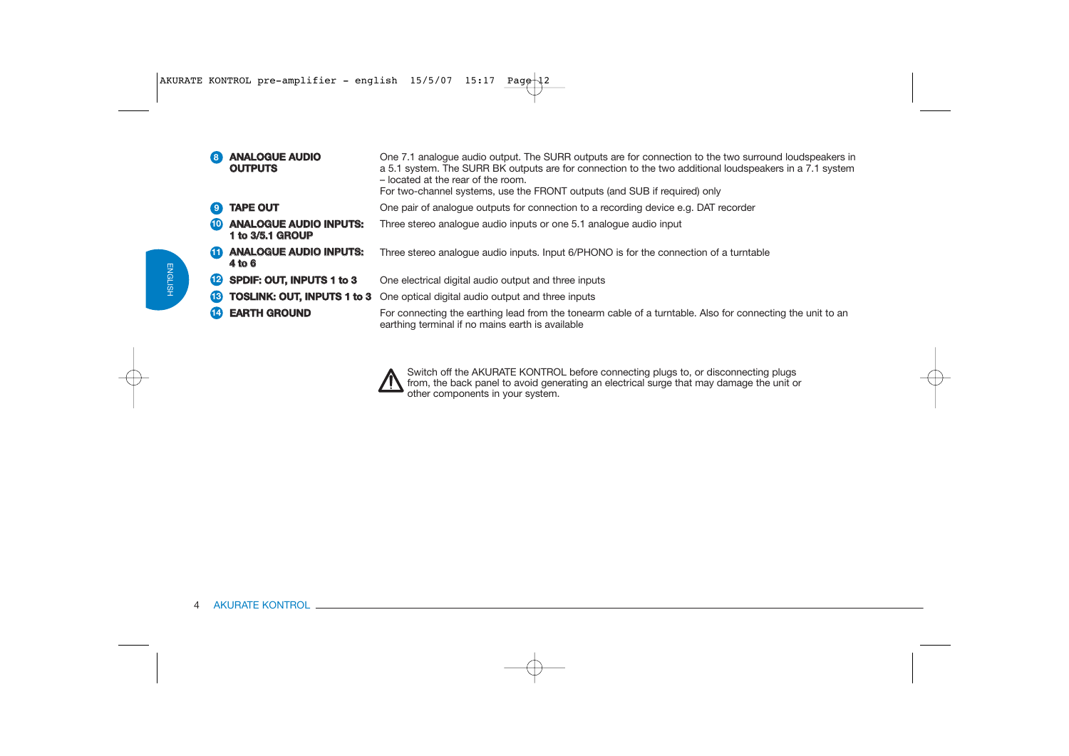| | | |
|---|---|---|
| 8 | **ANALOGUE AUDIO OUTPUTS** | One 7.1 analogue audio output. The SURR outputs are for connection to the two surround loudspeakers in a 5.1 system. The SURR BK outputs are for connection to the two additional loudspeakers in a 7.1 system – located at the rear of the room.<br>For two-channel systems, use the FRONT outputs (and SUB if required) only |
| 9 | **TAPE OUT** | One pair of analogue outputs for connection to a recording device e.g. DAT recorder |
| 10 | **ANALOGUE AUDIO INPUTS: 1 to 3/5.1 GROUP** | Three stereo analogue audio inputs or one 5.1 analogue audio input |
| 11 | **ANALOGUE AUDIO INPUTS: 4 to 6** | Three stereo analogue audio inputs. Input 6/PHONO is for the connection of a turntable |
| 12 | **SPDIF: OUT, INPUTS 1 to 3** | One electrical digital audio output and three inputs |
| 13 | **TOSLINK: OUT, INPUTS 1 to 3** | One optical digital audio output and three inputs |
| 14 | **EARTH GROUND** | For connecting the earthing lead from the tonearm cable of a turntable. Also for connecting the unit to an earthing terminal if no mains earth is available |

⚠ Switch off the AKURATE KONTROL before connecting plugs to, or disconnecting plugs from, the back panel to avoid generating an electrical surge that may damage the unit or other components in your system.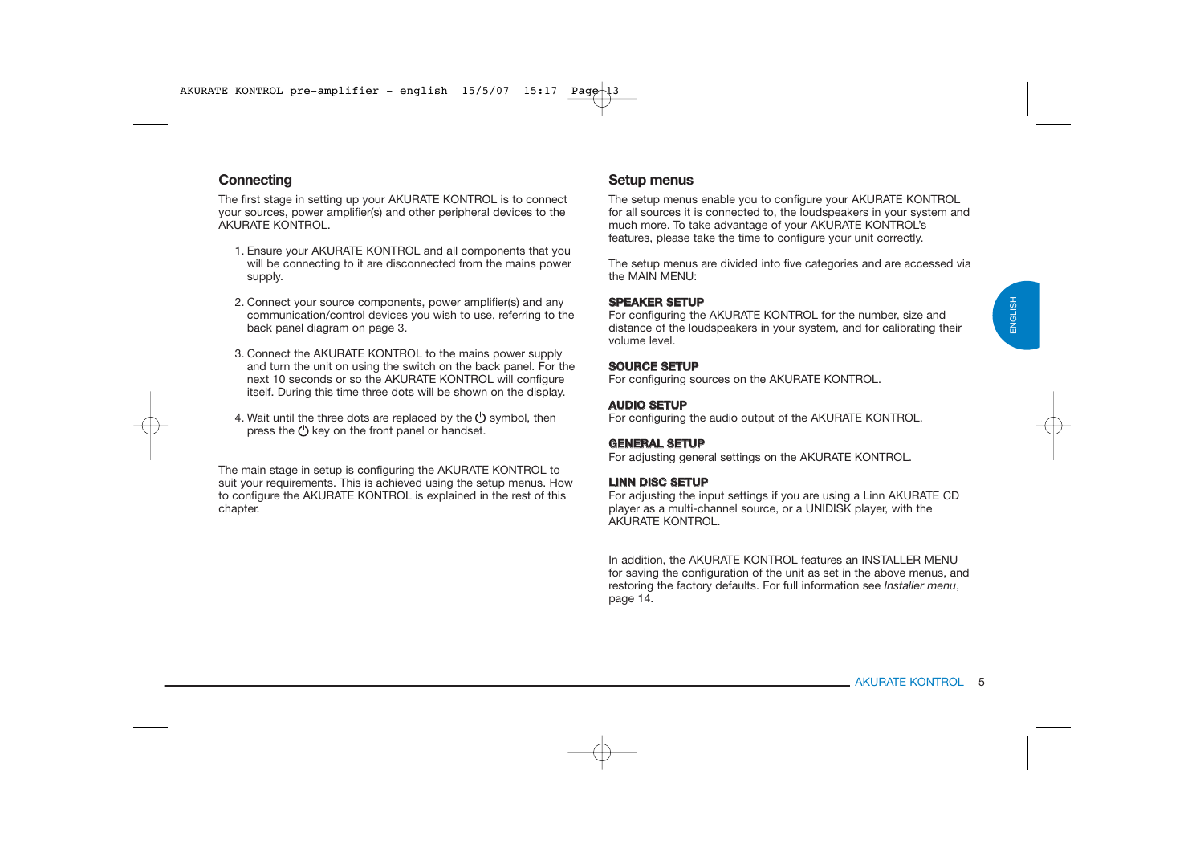## Connecting

The first stage in setting up your AKURATE KONTROL is to connect your sources, power amplifier(s) and other peripheral devices to the AKURATE KONTROL.

1. Ensure your AKURATE KONTROL and all components that you will be connecting to it are disconnected from the mains power supply.

2. Connect your source components, power amplifier(s) and any communication/control devices you wish to use, referring to the back panel diagram on page 3.

3. Connect the AKURATE KONTROL to the mains power supply and turn the unit on using the switch on the back panel. For the next 10 seconds or so the AKURATE KONTROL will configure itself. During this time three dots will be shown on the display.

4. Wait until the three dots are replaced by the ⏻ symbol, then press the ⏻ key on the front panel or handset.

The main stage in setup is configuring the AKURATE KONTROL to suit your requirements. This is achieved using the setup menus. How to configure the AKURATE KONTROL is explained in the rest of this chapter.

## Setup menus

The setup menus enable you to configure your AKURATE KONTROL for all sources it is connected to, the loudspeakers in your system and much more. To take advantage of your AKURATE KONTROL's features, please take the time to configure your unit correctly.

The setup menus are divided into five categories and are accessed via the MAIN MENU:

**SPEAKER SETUP**
For configuring the AKURATE KONTROL for the number, size and distance of the loudspeakers in your system, and for calibrating their volume level.

**SOURCE SETUP**
For configuring sources on the AKURATE KONTROL.

**AUDIO SETUP**
For configuring the audio output of the AKURATE KONTROL.

**GENERAL SETUP**
For adjusting general settings on the AKURATE KONTROL.

**LINN DISC SETUP**
For adjusting the input settings if you are using a Linn AKURATE CD player as a multi-channel source, or a UNIDISK player, with the AKURATE KONTROL.

In addition, the AKURATE KONTROL features an INSTALLER MENU for saving the configuration of the unit as set in the above menus, and restoring the factory defaults. For full information see *Installer menu*, page 14.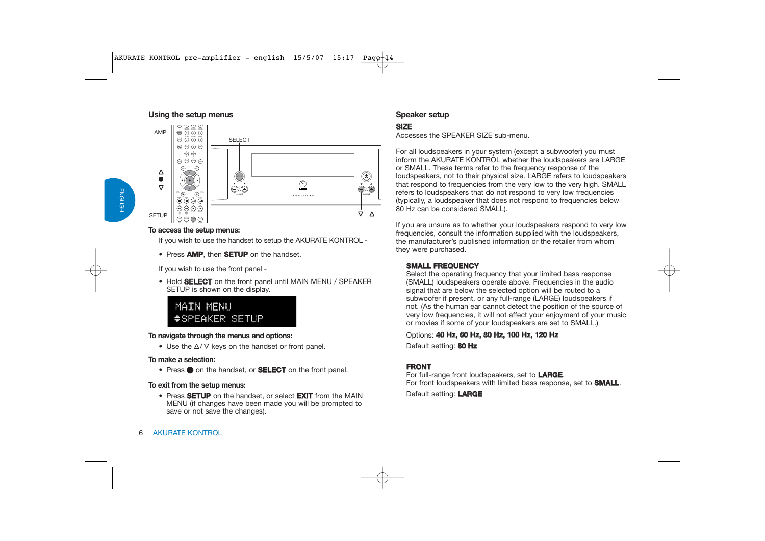## Using the setup menus

**To access the setup menus:**

If you wish to use the handset to setup the AKURATE KONTROL -

- Press **AMP**, then **SETUP** on the handset.

If you wish to use the front panel -

- Hold **SELECT** on the front panel until MAIN MENU / SPEAKER SETUP is shown on the display.

```
MAIN MENU
♦SPEAKER SETUP
```

**To navigate through the menus and options:**

- Use the Δ/∇ keys on the handset or front panel.

**To make a selection:**

- Press ● on the handset, or **SELECT** on the front panel.

**To exit from the setup menus:**

- Press **SETUP** on the handset, or select **EXIT** from the MAIN MENU (if changes have been made you will be prompted to save or not save the changes).

## Speaker setup

**SIZE**

Accesses the SPEAKER SIZE sub-menu.

For all loudspeakers in your system (except a subwoofer) you must inform the AKURATE KONTROL whether the loudspeakers are LARGE or SMALL. These terms refer to the frequency response of the loudspeakers, not to their physical size. LARGE refers to loudspeakers that respond to frequencies from the very low to the very high. SMALL refers to loudspeakers that do not respond to very low frequencies (typically, a loudspeaker that does not respond to frequencies below 80 Hz can be considered SMALL).

If you are unsure as to whether your loudspeakers respond to very low frequencies, consult the information supplied with the loudspeakers, the manufacturer's published information or the retailer from whom they were purchased.

**SMALL FREQUENCY**

Select the operating frequency that your limited bass response (SMALL) loudspeakers operate above. Frequencies in the audio signal that are below the selected option will be routed to a subwoofer if present, or any full-range (LARGE) loudspeakers if not. (As the human ear cannot detect the position of the source of very low frequencies, it will not affect your enjoyment of your music or movies if some of your loudspeakers are set to SMALL.)

Options: **40 Hz, 60 Hz, 80 Hz, 100 Hz, 120 Hz**

Default setting: **80 Hz**

**FRONT**

For full-range front loudspeakers, set to **LARGE**.
For front loudspeakers with limited bass response, set to **SMALL**.

Default setting: **LARGE**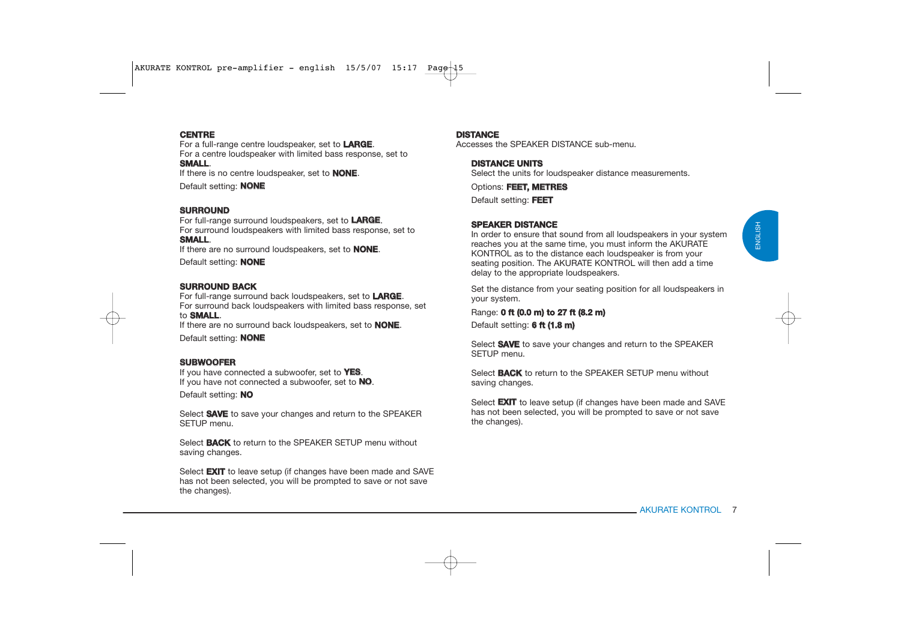**CENTRE**
For a full-range centre loudspeaker, set to **LARGE**.
For a centre loudspeaker with limited bass response, set to **SMALL**.
If there is no centre loudspeaker, set to **NONE**.

Default setting: **NONE**

**SURROUND**
For full-range surround loudspeakers, set to **LARGE**.
For surround loudspeakers with limited bass response, set to **SMALL**.
If there are no surround loudspeakers, set to **NONE**.

Default setting: **NONE**

**SURROUND BACK**
For full-range surround back loudspeakers, set to **LARGE**.
For surround back loudspeakers with limited bass response, set to **SMALL**.
If there are no surround back loudspeakers, set to **NONE**.

Default setting: **NONE**

**SUBWOOFER**
If you have connected a subwoofer, set to **YES**.
If you have not connected a subwoofer, set to **NO**.

Default setting: **NO**

Select **SAVE** to save your changes and return to the SPEAKER SETUP menu.

Select **BACK** to return to the SPEAKER SETUP menu without saving changes.

Select **EXIT** to leave setup (if changes have been made and SAVE has not been selected, you will be prompted to save or not save the changes).

**DISTANCE**
Accesses the SPEAKER DISTANCE sub-menu.

**DISTANCE UNITS**
Select the units for loudspeaker distance measurements.

Options: **FEET, METRES**

Default setting: **FEET**

**SPEAKER DISTANCE**
In order to ensure that sound from all loudspeakers in your system reaches you at the same time, you must inform the AKURATE KONTROL as to the distance each loudspeaker is from your seating position. The AKURATE KONTROL will then add a time delay to the appropriate loudspeakers.

Set the distance from your seating position for all loudspeakers in your system.

Range: **0 ft (0.0 m) to 27 ft (8.2 m)**

Default setting: **6 ft (1.8 m)**

Select **SAVE** to save your changes and return to the SPEAKER SETUP menu.

Select **BACK** to return to the SPEAKER SETUP menu without saving changes.

Select **EXIT** to leave setup (if changes have been made and SAVE has not been selected, you will be prompted to save or not save the changes).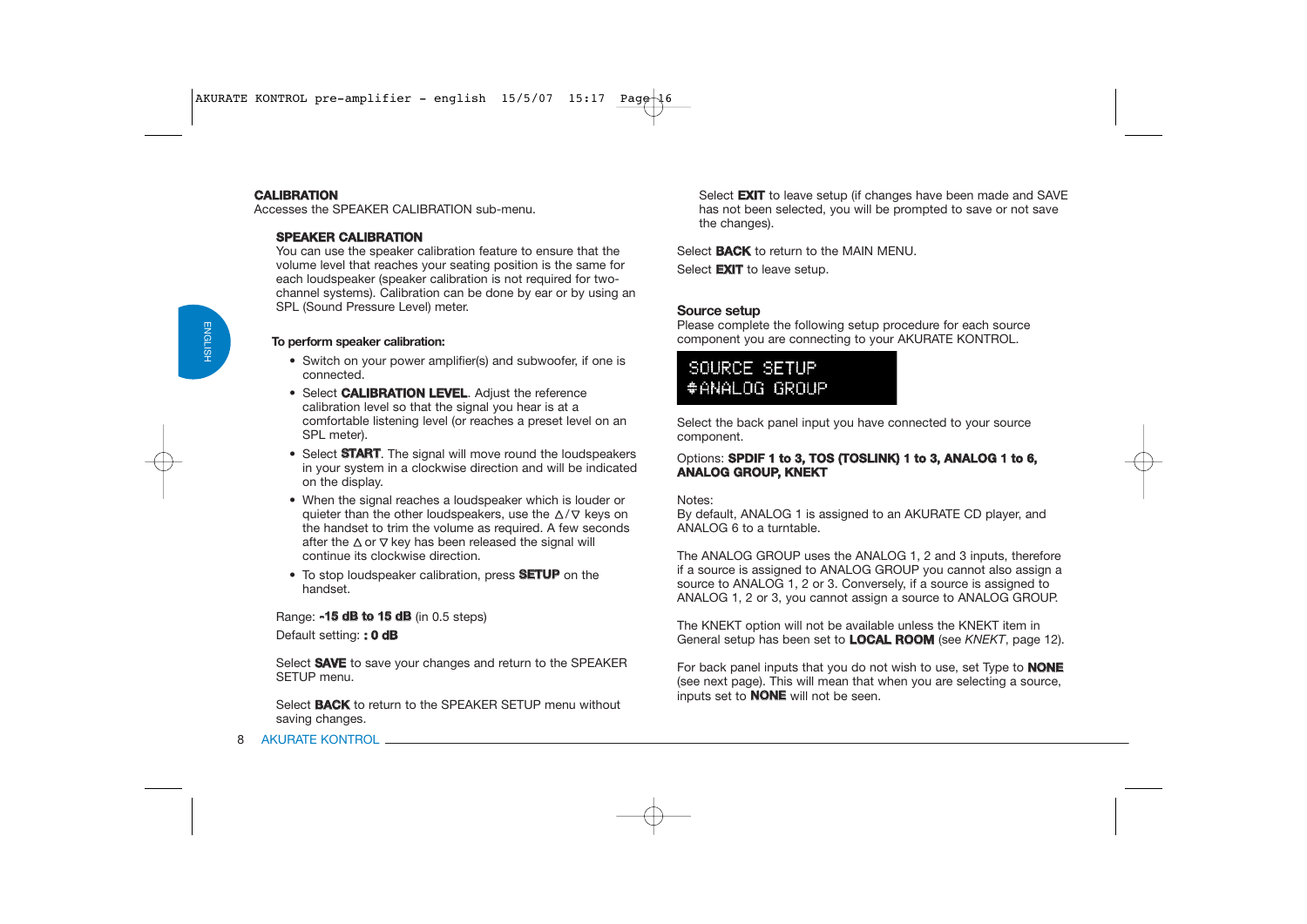**CALIBRATION**
Accesses the SPEAKER CALIBRATION sub-menu.

**SPEAKER CALIBRATION**
You can use the speaker calibration feature to ensure that the volume level that reaches your seating position is the same for each loudspeaker (speaker calibration is not required for two-channel systems). Calibration can be done by ear or by using an SPL (Sound Pressure Level) meter.

**To perform speaker calibration:**

- Switch on your power amplifier(s) and subwoofer, if one is connected.
- Select **CALIBRATION LEVEL**. Adjust the reference calibration level so that the signal you hear is at a comfortable listening level (or reaches a preset level on an SPL meter).
- Select **START**. The signal will move round the loudspeakers in your system in a clockwise direction and will be indicated on the display.
- When the signal reaches a loudspeaker which is louder or quieter than the other loudspeakers, use the ∆/∇ keys on the handset to trim the volume as required. A few seconds after the ∆ or ∇ key has been released the signal will continue its clockwise direction.
- To stop loudspeaker calibration, press **SETUP** on the handset.

Range: **-15 dB to 15 dB** (in 0.5 steps)

Default setting: **: 0 dB**

Select **SAVE** to save your changes and return to the SPEAKER SETUP menu.

Select **BACK** to return to the SPEAKER SETUP menu without saving changes.

Select **EXIT** to leave setup (if changes have been made and SAVE has not been selected, you will be prompted to save or not save the changes).

Select **BACK** to return to the MAIN MENU.

Select **EXIT** to leave setup.

**Source setup**
Please complete the following setup procedure for each source component you are connecting to your AKURATE KONTROL.

```
SOURCE SETUP
♦ANALOG GROUP
```

Select the back panel input you have connected to your source component.

Options: **SPDIF 1 to 3, TOS (TOSLINK) 1 to 3, ANALOG 1 to 6, ANALOG GROUP, KNEKT**

Notes:
By default, ANALOG 1 is assigned to an AKURATE CD player, and ANALOG 6 to a turntable.

The ANALOG GROUP uses the ANALOG 1, 2 and 3 inputs, therefore if a source is assigned to ANALOG GROUP you cannot also assign a source to ANALOG 1, 2 or 3. Conversely, if a source is assigned to ANALOG 1, 2 or 3, you cannot assign a source to ANALOG GROUP.

The KNEKT option will not be available unless the KNEKT item in General setup has been set to **LOCAL ROOM** (see *KNEKT*, page 12).

For back panel inputs that you do not wish to use, set Type to **NONE** (see next page). This will mean that when you are selecting a source, inputs set to **NONE** will not be seen.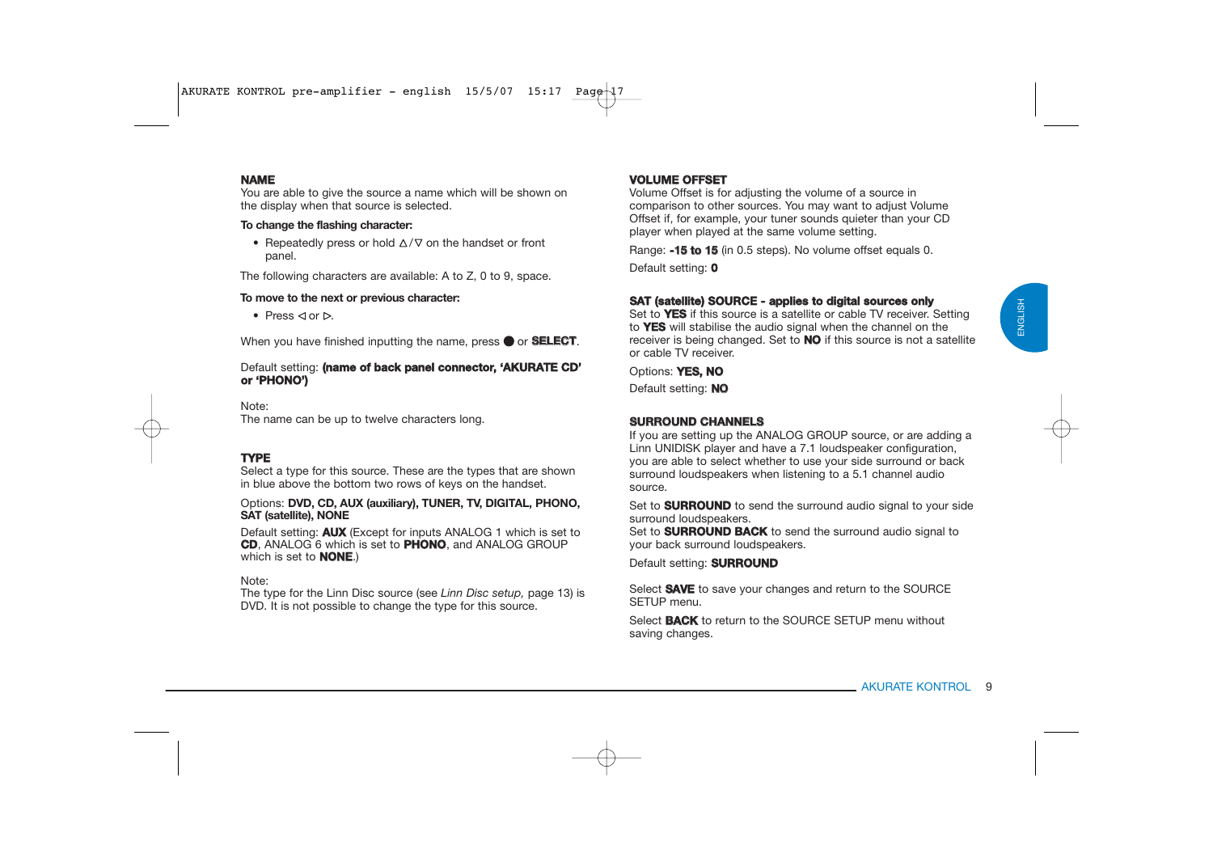## NAME

You are able to give the source a name which will be shown on the display when that source is selected.

**To change the flashing character:**

- Repeatedly press or hold △/▽ on the handset or front panel.

The following characters are available: A to Z, 0 to 9, space.

**To move to the next or previous character:**

- Press ◁ or ▷.

When you have finished inputting the name, press ● or **SELECT**.

Default setting: **(name of back panel connector, 'AKURATE CD' or 'PHONO')**

Note:
The name can be up to twelve characters long.

## TYPE

Select a type for this source. These are the types that are shown in blue above the bottom two rows of keys on the handset.

Options: **DVD, CD, AUX (auxiliary), TUNER, TV, DIGITAL, PHONO, SAT (satellite), NONE**

Default setting: **AUX** (Except for inputs ANALOG 1 which is set to **CD**, ANALOG 6 which is set to **PHONO**, and ANALOG GROUP which is set to **NONE**.)

Note:
The type for the Linn Disc source (see *Linn Disc setup,* page 13) is DVD. It is not possible to change the type for this source.

## VOLUME OFFSET

Volume Offset is for adjusting the volume of a source in comparison to other sources. You may want to adjust Volume Offset if, for example, your tuner sounds quieter than your CD player when played at the same volume setting.

Range: **-15 to 15** (in 0.5 steps). No volume offset equals 0.

Default setting: **0**

## SAT (satellite) SOURCE - applies to digital sources only

Set to **YES** if this source is a satellite or cable TV receiver. Setting to **YES** will stabilise the audio signal when the channel on the receiver is being changed. Set to **NO** if this source is not a satellite or cable TV receiver.

Options: **YES, NO**

Default setting: **NO**

## SURROUND CHANNELS

If you are setting up the ANALOG GROUP source, or are adding a Linn UNIDISK player and have a 7.1 loudspeaker configuration, you are able to select whether to use your side surround or back surround loudspeakers when listening to a 5.1 channel audio source.

Set to **SURROUND** to send the surround audio signal to your side surround loudspeakers.
Set to **SURROUND BACK** to send the surround audio signal to your back surround loudspeakers.

Default setting: **SURROUND**

Select **SAVE** to save your changes and return to the SOURCE SETUP menu.

Select **BACK** to return to the SOURCE SETUP menu without saving changes.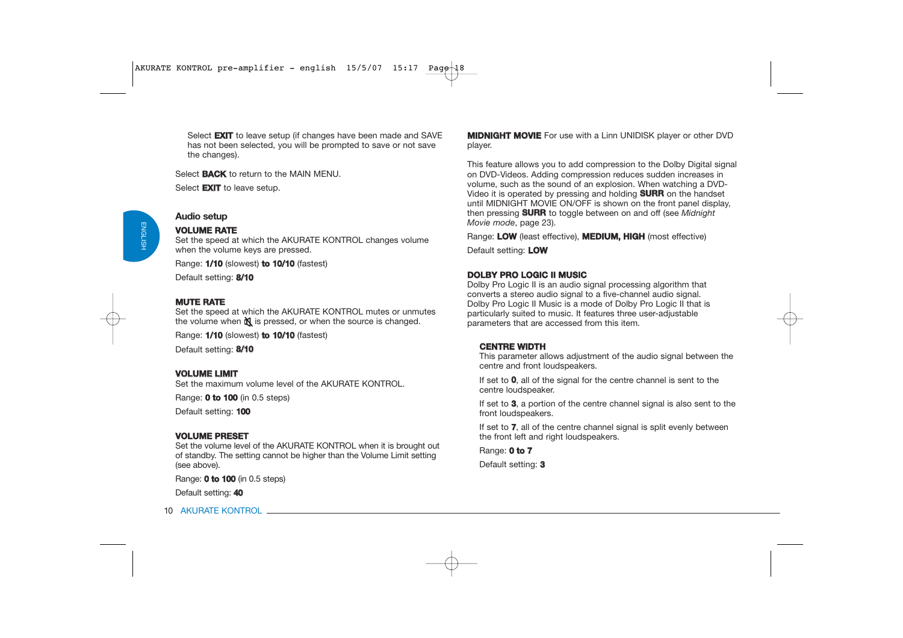Select **EXIT** to leave setup (if changes have been made and SAVE has not been selected, you will be prompted to save or not save the changes).

Select **BACK** to return to the MAIN MENU.

Select **EXIT** to leave setup.

## Audio setup

**VOLUME RATE**
Set the speed at which the AKURATE KONTROL changes volume when the volume keys are pressed.

Range: **1/10** (slowest) **to 10/10** (fastest)

Default setting: **8/10**

**MUTE RATE**
Set the speed at which the AKURATE KONTROL mutes or unmutes the volume when 🔇 is pressed, or when the source is changed.

Range: **1/10** (slowest) **to 10/10** (fastest)

Default setting: **8/10**

**VOLUME LIMIT**
Set the maximum volume level of the AKURATE KONTROL.

Range: **0 to 100** (in 0.5 steps)

Default setting: **100**

**VOLUME PRESET**
Set the volume level of the AKURATE KONTROL when it is brought out of standby. The setting cannot be higher than the Volume Limit setting (see above).

Range: **0 to 100** (in 0.5 steps)

Default setting: **40**

**MIDNIGHT MOVIE** For use with a Linn UNIDISK player or other DVD player.

This feature allows you to add compression to the Dolby Digital signal on DVD-Videos. Adding compression reduces sudden increases in volume, such as the sound of an explosion. When watching a DVD-Video it is operated by pressing and holding **SURR** on the handset until MIDNIGHT MOVIE ON/OFF is shown on the front panel display, then pressing **SURR** to toggle between on and off (see *Midnight Movie mode*, page 23).

Range: **LOW** (least effective), **MEDIUM, HIGH** (most effective)

Default setting: **LOW**

**DOLBY PRO LOGIC II MUSIC**
Dolby Pro Logic II is an audio signal processing algorithm that converts a stereo audio signal to a five-channel audio signal. Dolby Pro Logic II Music is a mode of Dolby Pro Logic II that is particularly suited to music. It features three user-adjustable parameters that are accessed from this item.

**CENTRE WIDTH**
This parameter allows adjustment of the audio signal between the centre and front loudspeakers.

If set to **0**, all of the signal for the centre channel is sent to the centre loudspeaker.

If set to **3**, a portion of the centre channel signal is also sent to the front loudspeakers.

If set to **7**, all of the centre channel signal is split evenly between the front left and right loudspeakers.

Range: **0 to 7**

Default setting: **3**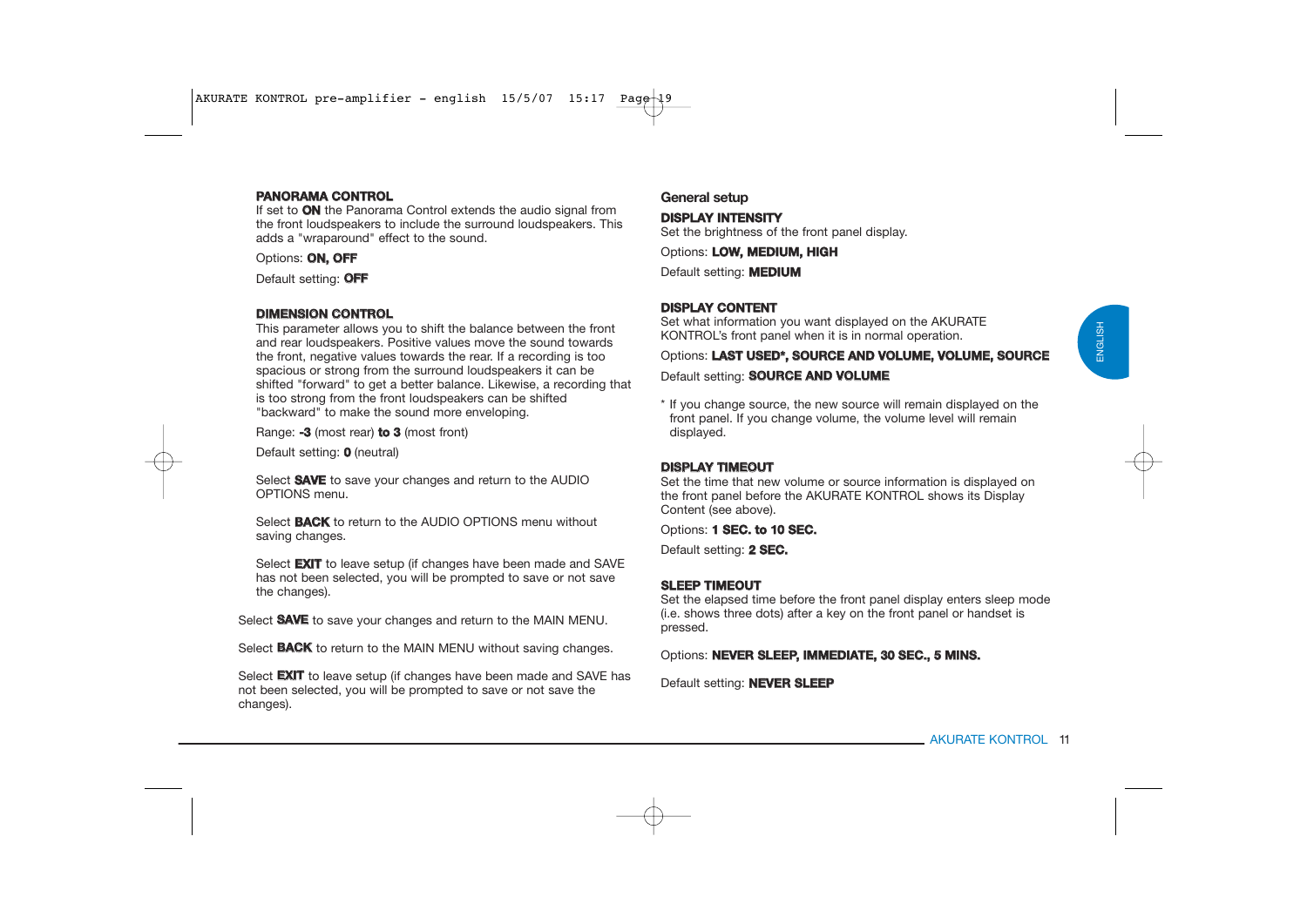**PANORAMA CONTROL**
If set to **ON** the Panorama Control extends the audio signal from the front loudspeakers to include the surround loudspeakers. This adds a "wraparound" effect to the sound.

Options: **ON, OFF**

Default setting: **OFF**

**DIMENSION CONTROL**
This parameter allows you to shift the balance between the front and rear loudspeakers. Positive values move the sound towards the front, negative values towards the rear. If a recording is too spacious or strong from the surround loudspeakers it can be shifted "forward" to get a better balance. Likewise, a recording that is too strong from the front loudspeakers can be shifted "backward" to make the sound more enveloping.

Range: **-3** (most rear) **to 3** (most front)

Default setting: **0** (neutral)

Select **SAVE** to save your changes and return to the AUDIO OPTIONS menu.

Select **BACK** to return to the AUDIO OPTIONS menu without saving changes.

Select **EXIT** to leave setup (if changes have been made and SAVE has not been selected, you will be prompted to save or not save the changes).

Select **SAVE** to save your changes and return to the MAIN MENU.

Select **BACK** to return to the MAIN MENU without saving changes.

Select **EXIT** to leave setup (if changes have been made and SAVE has not been selected, you will be prompted to save or not save the changes).

## General setup

**DISPLAY INTENSITY**
Set the brightness of the front panel display.

Options: **LOW, MEDIUM, HIGH**

Default setting: **MEDIUM**

**DISPLAY CONTENT**
Set what information you want displayed on the AKURATE KONTROL's front panel when it is in normal operation.

Options: **LAST USED*, SOURCE AND VOLUME, VOLUME, SOURCE**

Default setting: **SOURCE AND VOLUME**

* If you change source, the new source will remain displayed on the front panel. If you change volume, the volume level will remain displayed.

**DISPLAY TIMEOUT**
Set the time that new volume or source information is displayed on the front panel before the AKURATE KONTROL shows its Display Content (see above).

Options: **1 SEC. to 10 SEC.**

Default setting: **2 SEC.**

**SLEEP TIMEOUT**
Set the elapsed time before the front panel display enters sleep mode (i.e. shows three dots) after a key on the front panel or handset is pressed.

Options: **NEVER SLEEP, IMMEDIATE, 30 SEC., 5 MINS.**

Default setting: **NEVER SLEEP**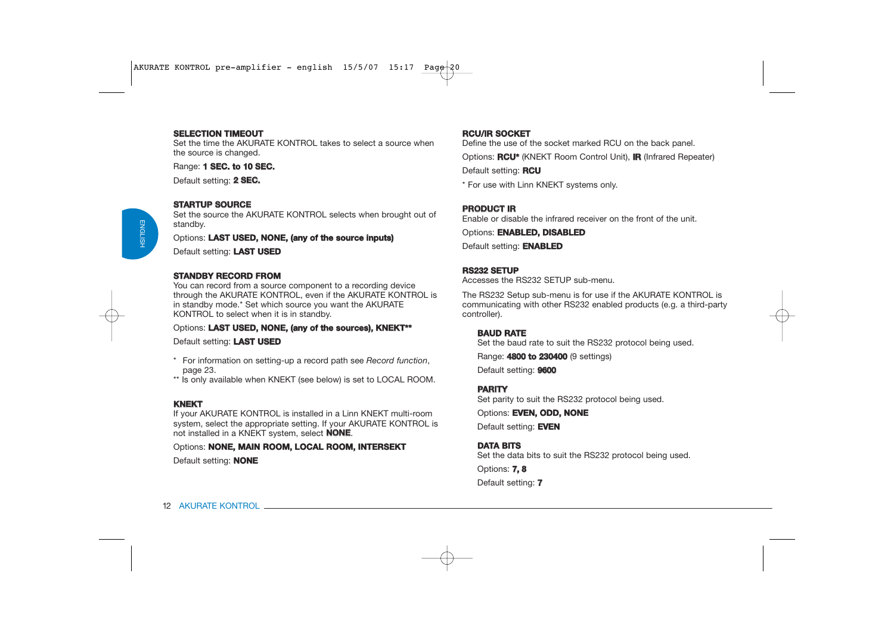**SELECTION TIMEOUT**
Set the time the AKURATE KONTROL takes to select a source when the source is changed.

Range: **1 SEC. to 10 SEC.**

Default setting: **2 SEC.**

**STARTUP SOURCE**
Set the source the AKURATE KONTROL selects when brought out of standby.

Options: **LAST USED, NONE, (any of the source inputs)**

Default setting: **LAST USED**

**STANDBY RECORD FROM**
You can record from a source component to a recording device through the AKURATE KONTROL, even if the AKURATE KONTROL is in standby mode.* Set which source you want the AKURATE KONTROL to select when it is in standby.

Options: **LAST USED, NONE, (any of the sources), KNEKT****

Default setting: **LAST USED**

\* For information on setting-up a record path see *Record function*, page 23.
** Is only available when KNEKT (see below) is set to LOCAL ROOM.

**KNEKT**
If your AKURATE KONTROL is installed in a Linn KNEKT multi-room system, select the appropriate setting. If your AKURATE KONTROL is not installed in a KNEKT system, select **NONE**.

Options: **NONE, MAIN ROOM, LOCAL ROOM, INTERSEKT**

Default setting: **NONE**

**RCU/IR SOCKET**
Define the use of the socket marked RCU on the back panel.

Options: **RCU*** (KNEKT Room Control Unit), **IR** (Infrared Repeater)

Default setting: **RCU**

\* For use with Linn KNEKT systems only.

**PRODUCT IR**
Enable or disable the infrared receiver on the front of the unit.

Options: **ENABLED, DISABLED**

Default setting: **ENABLED**

**RS232 SETUP**
Accesses the RS232 SETUP sub-menu.

The RS232 Setup sub-menu is for use if the AKURATE KONTROL is communicating with other RS232 enabled products (e.g. a third-party controller).

**BAUD RATE**
Set the baud rate to suit the RS232 protocol being used.

Range: **4800 to 230400** (9 settings)

Default setting: **9600**

**PARITY**
Set parity to suit the RS232 protocol being used.

Options: **EVEN, ODD, NONE**

Default setting: **EVEN**

**DATA BITS**
Set the data bits to suit the RS232 protocol being used.

Options: **7, 8**

Default setting: **7**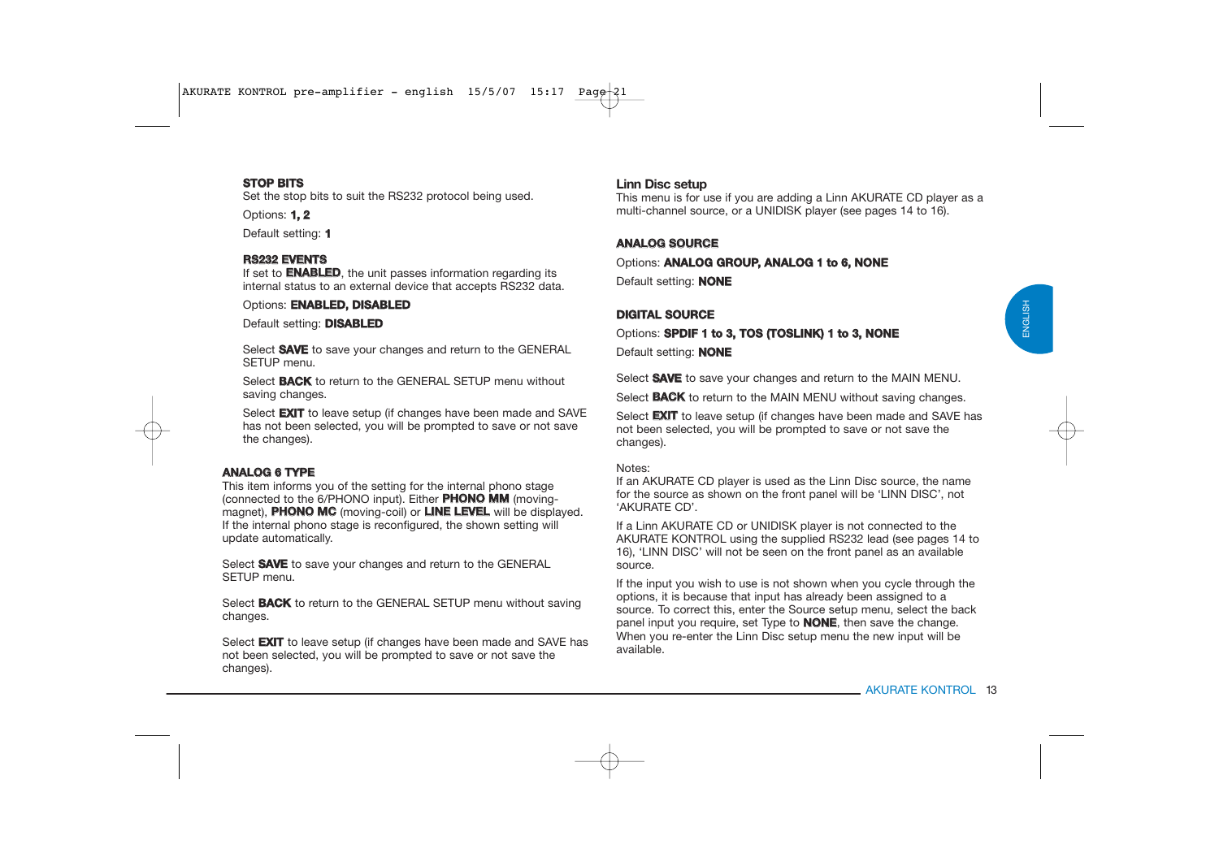#### STOP BITS

Set the stop bits to suit the RS232 protocol being used.

Options: **1, 2**

Default setting: **1**

#### RS232 EVENTS

If set to **ENABLED**, the unit passes information regarding its internal status to an external device that accepts RS232 data.

Options: **ENABLED, DISABLED**

Default setting: **DISABLED**

Select **SAVE** to save your changes and return to the GENERAL SETUP menu.

Select **BACK** to return to the GENERAL SETUP menu without saving changes.

Select **EXIT** to leave setup (if changes have been made and SAVE has not been selected, you will be prompted to save or not save the changes).

### ANALOG 6 TYPE

This item informs you of the setting for the internal phono stage (connected to the 6/PHONO input). Either **PHONO MM** (moving-magnet), **PHONO MC** (moving-coil) or **LINE LEVEL** will be displayed. If the internal phono stage is reconfigured, the shown setting will update automatically.

Select **SAVE** to save your changes and return to the GENERAL SETUP menu.

Select **BACK** to return to the GENERAL SETUP menu without saving changes.

Select **EXIT** to leave setup (if changes have been made and SAVE has not been selected, you will be prompted to save or not save the changes).

### Linn Disc setup

This menu is for use if you are adding a Linn AKURATE CD player as a multi-channel source, or a UNIDISK player (see pages 14 to 16).

#### ANALOG SOURCE

Options: **ANALOG GROUP, ANALOG 1 to 6, NONE**

Default setting: **NONE**

#### DIGITAL SOURCE

Options: **SPDIF 1 to 3, TOS (TOSLINK) 1 to 3, NONE**

Default setting: **NONE**

Select **SAVE** to save your changes and return to the MAIN MENU.

Select **BACK** to return to the MAIN MENU without saving changes.

Select **EXIT** to leave setup (if changes have been made and SAVE has not been selected, you will be prompted to save or not save the changes).

Notes:

If an AKURATE CD player is used as the Linn Disc source, the name for the source as shown on the front panel will be 'LINN DISC', not 'AKURATE CD'.

If a Linn AKURATE CD or UNIDISK player is not connected to the AKURATE KONTROL using the supplied RS232 lead (see pages 14 to 16), 'LINN DISC' will not be seen on the front panel as an available source.

If the input you wish to use is not shown when you cycle through the options, it is because that input has already been assigned to a source. To correct this, enter the Source setup menu, select the back panel input you require, set Type to **NONE**, then save the change. When you re-enter the Linn Disc setup menu the new input will be available.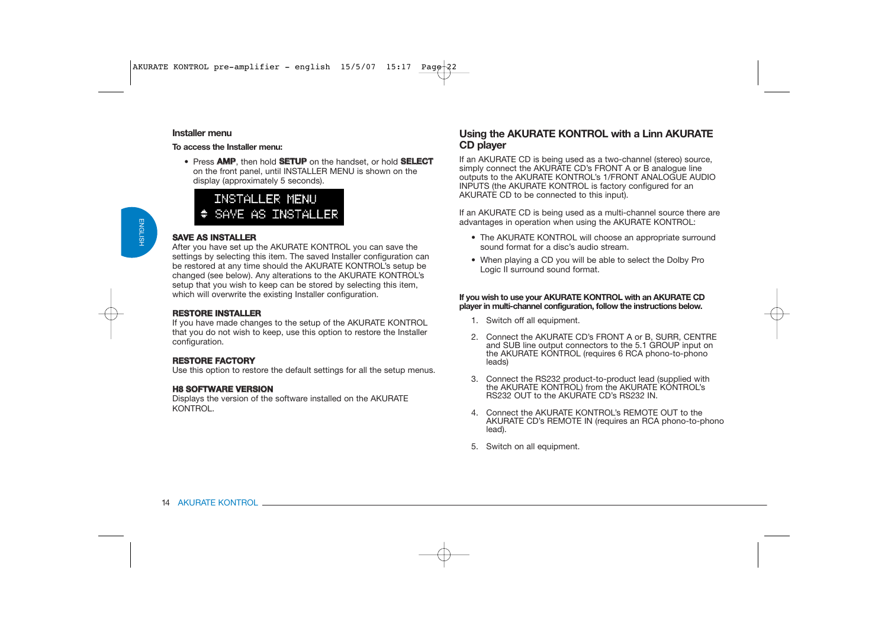## Installer menu

**To access the Installer menu:**

- Press **AMP**, then hold **SETUP** on the handset, or hold **SELECT** on the front panel, until INSTALLER MENU is shown on the display (approximately 5 seconds).

```
INSTALLER MENU
⇕ SAVE AS INSTALLER
```

**SAVE AS INSTALLER**
After you have set up the AKURATE KONTROL you can save the settings by selecting this item. The saved Installer configuration can be restored at any time should the AKURATE KONTROL's setup be changed (see below). Any alterations to the AKURATE KONTROL's setup that you wish to keep can be stored by selecting this item, which will overwrite the existing Installer configuration.

**RESTORE INSTALLER**
If you have made changes to the setup of the AKURATE KONTROL that you do not wish to keep, use this option to restore the Installer configuration.

**RESTORE FACTORY**
Use this option to restore the default settings for all the setup menus.

**H8 SOFTWARE VERSION**
Displays the version of the software installed on the AKURATE KONTROL.

## Using the AKURATE KONTROL with a Linn AKURATE CD player

If an AKURATE CD is being used as a two-channel (stereo) source, simply connect the AKURATE CD's FRONT A or B analogue line outputs to the AKURATE KONTROL's 1/FRONT ANALOGUE AUDIO INPUTS (the AKURATE KONTROL is factory configured for an AKURATE CD to be connected to this input).

If an AKURATE CD is being used as a multi-channel source there are advantages in operation when using the AKURATE KONTROL:

- The AKURATE KONTROL will choose an appropriate surround sound format for a disc's audio stream.
- When playing a CD you will be able to select the Dolby Pro Logic II surround sound format.

**If you wish to use your AKURATE KONTROL with an AKURATE CD player in multi-channel configuration, follow the instructions below.**

1. Switch off all equipment.
2. Connect the AKURATE CD's FRONT A or B, SURR, CENTRE and SUB line output connectors to the 5.1 GROUP input on the AKURATE KONTROL (requires 6 RCA phono-to-phono leads)
3. Connect the RS232 product-to-product lead (supplied with the AKURATE KONTROL) from the AKURATE KONTROL's RS232 OUT to the AKURATE CD's RS232 IN.
4. Connect the AKURATE KONTROL's REMOTE OUT to the AKURATE CD's REMOTE IN (requires an RCA phono-to-phono lead).
5. Switch on all equipment.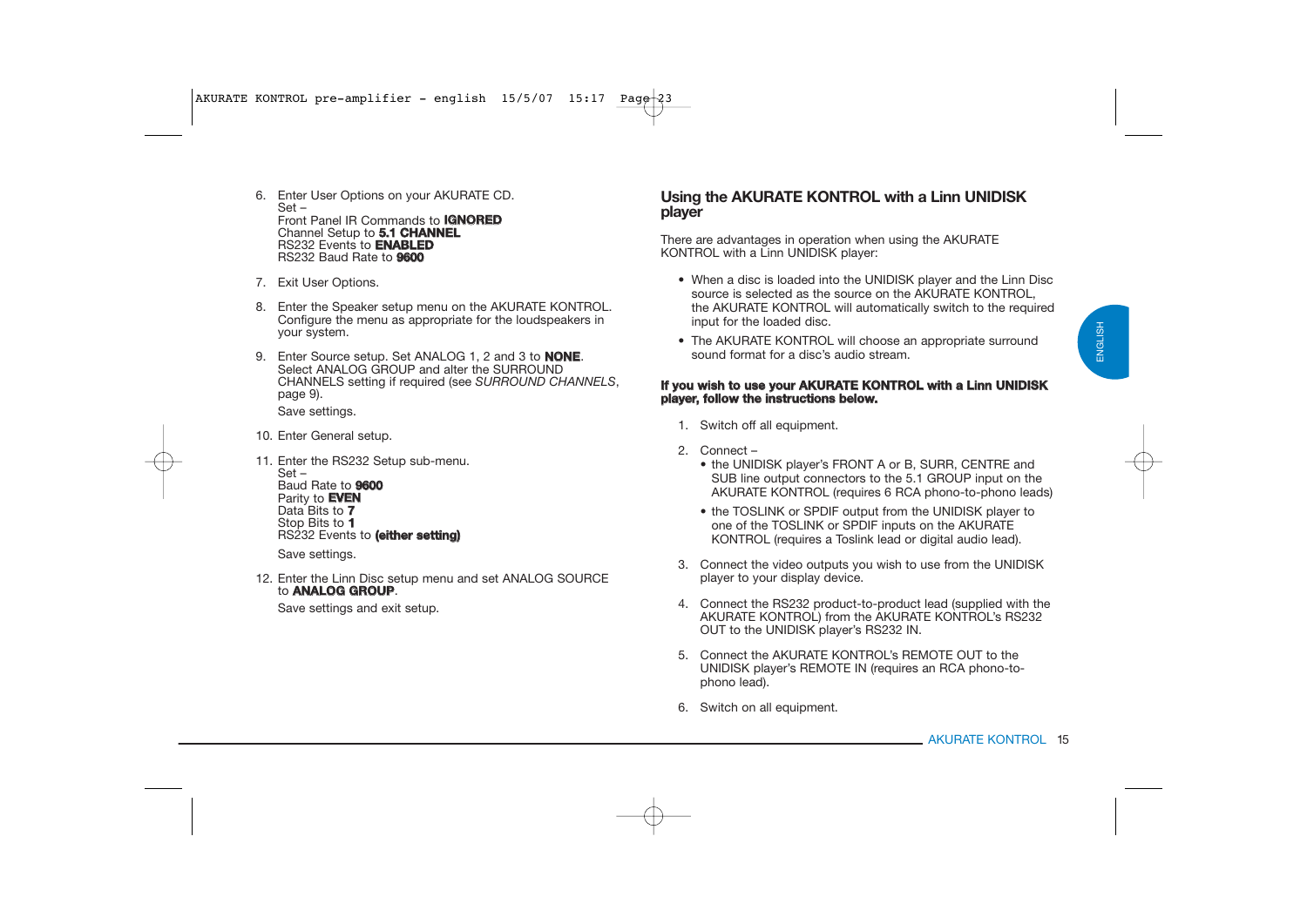6. Enter User Options on your AKURATE CD.
   Set –
   Front Panel IR Commands to **IGNORED**
   Channel Setup to **5.1 CHANNEL**
   RS232 Events to **ENABLED**
   RS232 Baud Rate to **9600**

7. Exit User Options.

8. Enter the Speaker setup menu on the AKURATE KONTROL. Configure the menu as appropriate for the loudspeakers in your system.

9. Enter Source setup. Set ANALOG 1, 2 and 3 to **NONE**. Select ANALOG GROUP and alter the SURROUND CHANNELS setting if required (see *SURROUND CHANNELS*, page 9).

   Save settings.

10. Enter General setup.

11. Enter the RS232 Setup sub-menu.
    Set –
    Baud Rate to **9600**
    Parity to **EVEN**
    Data Bits to **7**
    Stop Bits to **1**
    RS232 Events to **(either setting)**

    Save settings.

12. Enter the Linn Disc setup menu and set ANALOG SOURCE to **ANALOG GROUP**.

    Save settings and exit setup.

## Using the AKURATE KONTROL with a Linn UNIDISK player

There are advantages in operation when using the AKURATE KONTROL with a Linn UNIDISK player:

- When a disc is loaded into the UNIDISK player and the Linn Disc source is selected as the source on the AKURATE KONTROL, the AKURATE KONTROL will automatically switch to the required input for the loaded disc.
- The AKURATE KONTROL will choose an appropriate surround sound format for a disc's audio stream.

**If you wish to use your AKURATE KONTROL with a Linn UNIDISK player, follow the instructions below.**

1. Switch off all equipment.

2. Connect –
   - the UNIDISK player's FRONT A or B, SURR, CENTRE and SUB line output connectors to the 5.1 GROUP input on the AKURATE KONTROL (requires 6 RCA phono-to-phono leads)
   - the TOSLINK or SPDIF output from the UNIDISK player to one of the TOSLINK or SPDIF inputs on the AKURATE KONTROL (requires a Toslink lead or digital audio lead).

3. Connect the video outputs you wish to use from the UNIDISK player to your display device.

4. Connect the RS232 product-to-product lead (supplied with the AKURATE KONTROL) from the AKURATE KONTROL's RS232 OUT to the UNIDISK player's RS232 IN.

5. Connect the AKURATE KONTROL's REMOTE OUT to the UNIDISK player's REMOTE IN (requires an RCA phono-to-phono lead).

6. Switch on all equipment.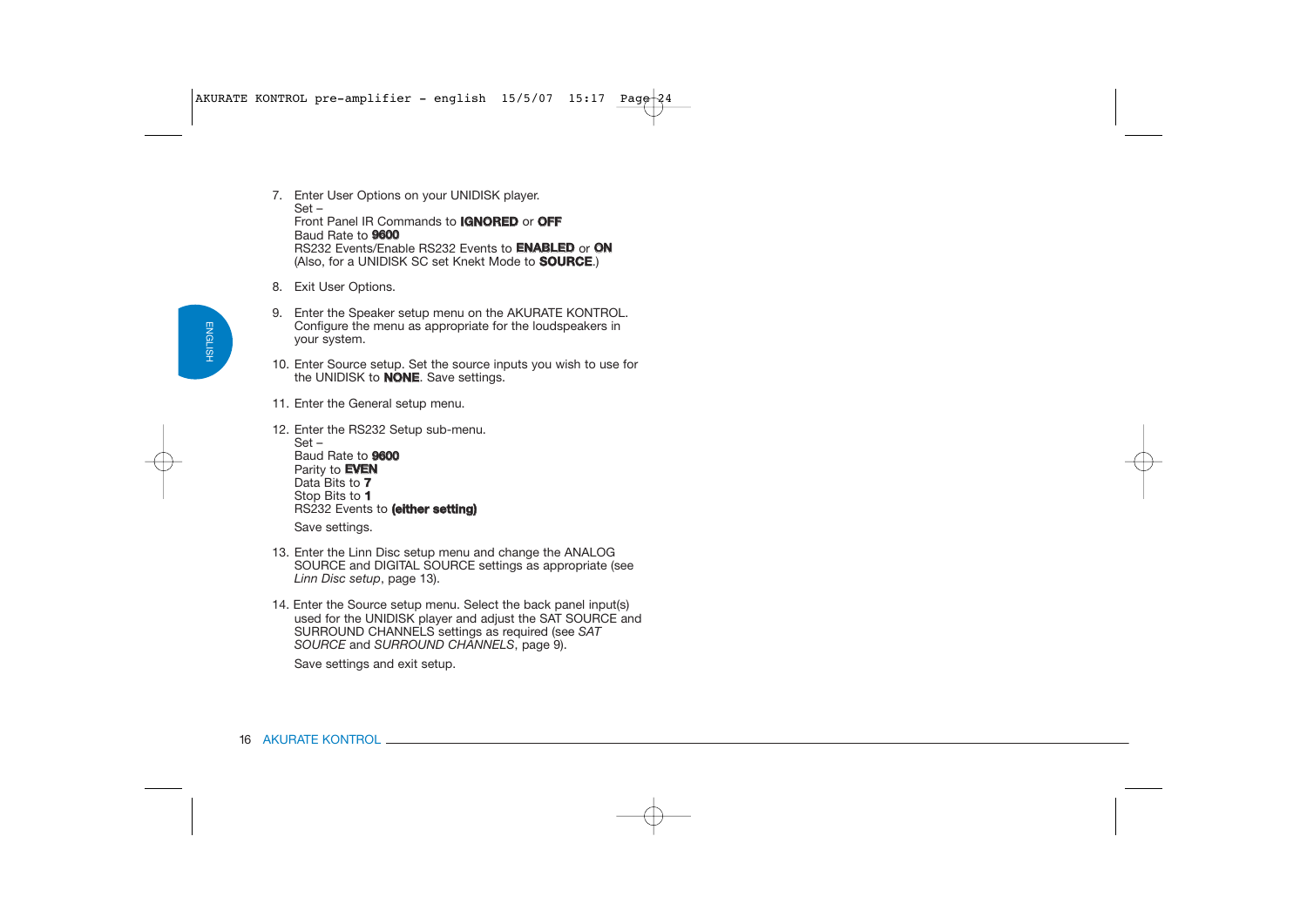7. Enter User Options on your UNIDISK player.
   Set –
   Front Panel IR Commands to **IGNORED** or **OFF**
   Baud Rate to **9600**
   RS232 Events/Enable RS232 Events to **ENABLED** or **ON**
   (Also, for a UNIDISK SC set Knekt Mode to **SOURCE**.)

8. Exit User Options.

9. Enter the Speaker setup menu on the AKURATE KONTROL. Configure the menu as appropriate for the loudspeakers in your system.

10. Enter Source setup. Set the source inputs you wish to use for the UNIDISK to **NONE**. Save settings.

11. Enter the General setup menu.

12. Enter the RS232 Setup sub-menu.
    Set –
    Baud Rate to **9600**
    Parity to **EVEN**
    Data Bits to **7**
    Stop Bits to **1**
    RS232 Events to **(either setting)**

    Save settings.

13. Enter the Linn Disc setup menu and change the ANALOG SOURCE and DIGITAL SOURCE settings as appropriate (see *Linn Disc setup*, page 13).

14. Enter the Source setup menu. Select the back panel input(s) used for the UNIDISK player and adjust the SAT SOURCE and SURROUND CHANNELS settings as required (see *SAT SOURCE* and *SURROUND CHANNELS*, page 9).

    Save settings and exit setup.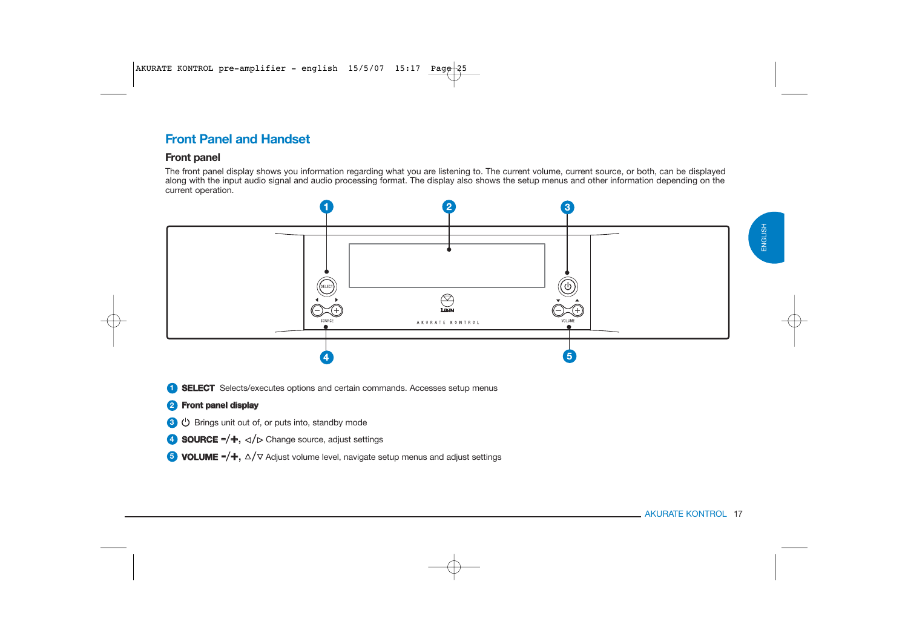# Front Panel and Handset

## Front panel

The front panel display shows you information regarding what you are listening to. The current volume, current source, or both, can be displayed along with the input audio signal and audio processing format. The display also shows the setup menus and other information depending on the current operation.

1. **SELECT** Selects/executes options and certain commands. Accesses setup menus
2. **Front panel display**
3. ⏻ Brings unit out of, or puts into, standby mode
4. **SOURCE -/+**, ◁/▷ Change source, adjust settings
5. **VOLUME -/+**, △/▽ Adjust volume level, navigate setup menus and adjust settings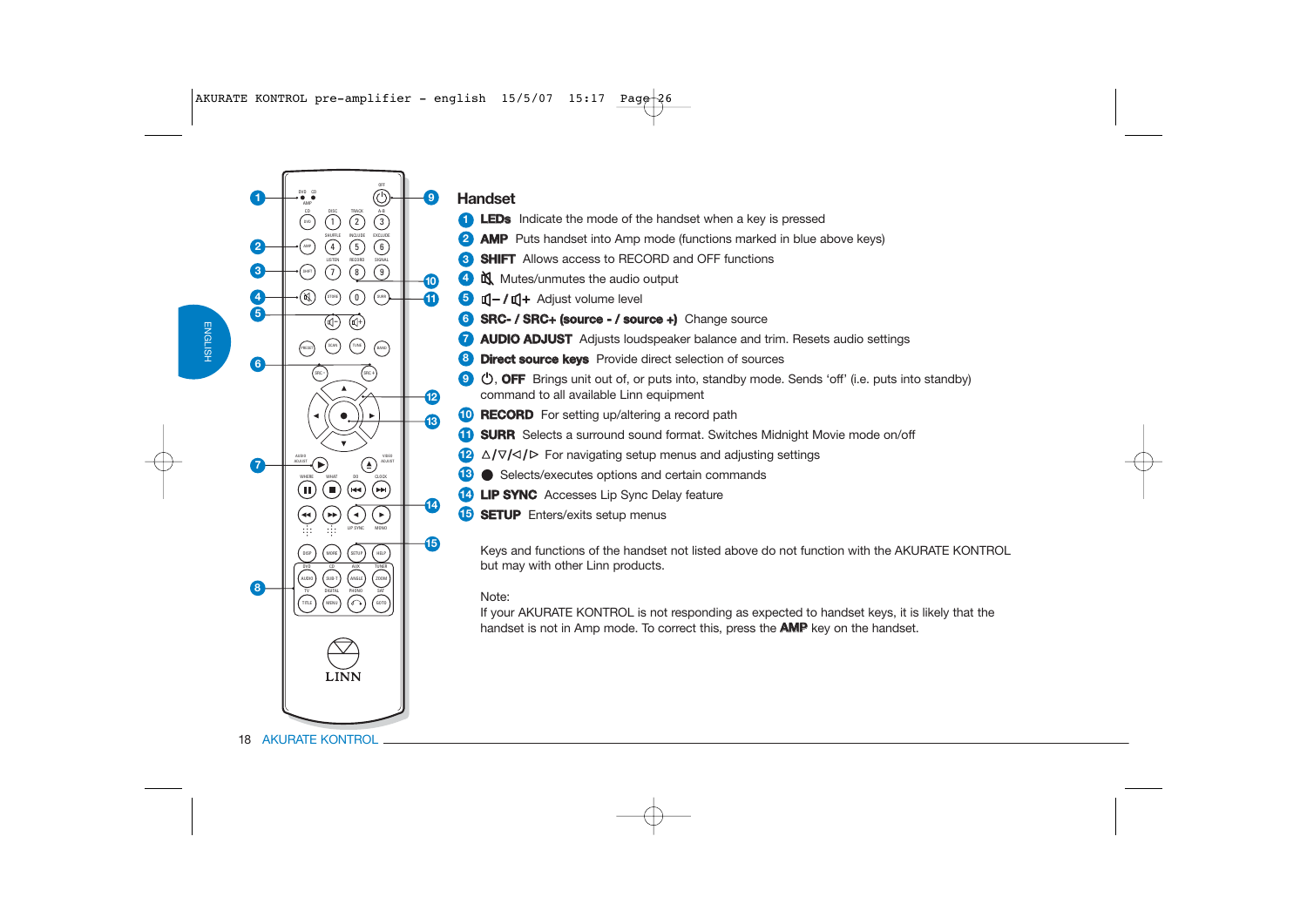## Handset

1. **LEDs** Indicate the mode of the handset when a key is pressed
2. **AMP** Puts handset into Amp mode (functions marked in blue above keys)
3. **SHIFT** Allows access to RECORD and OFF functions
4. 🔇 Mutes/unmutes the audio output
5. **🔈– / 🔈+** Adjust volume level
6. **SRC- / SRC+ (source - / source +)** Change source
7. **AUDIO ADJUST** Adjusts loudspeaker balance and trim. Resets audio settings
8. **Direct source keys** Provide direct selection of sources
9. ⏻, **OFF** Brings unit out of, or puts into, standby mode. Sends 'off' (i.e. puts into standby) command to all available Linn equipment
10. **RECORD** For setting up/altering a record path
11. **SURR** Selects a surround sound format. Switches Midnight Movie mode on/off
12. △/▽/◁/▷ For navigating setup menus and adjusting settings
13. ● Selects/executes options and certain commands
14. **LIP SYNC** Accesses Lip Sync Delay feature
15. **SETUP** Enters/exits setup menus

Keys and functions of the handset not listed above do not function with the AKURATE KONTROL but may with other Linn products.

Note:
If your AKURATE KONTROL is not responding as expected to handset keys, it is likely that the handset is not in Amp mode. To correct this, press the **AMP** key on the handset.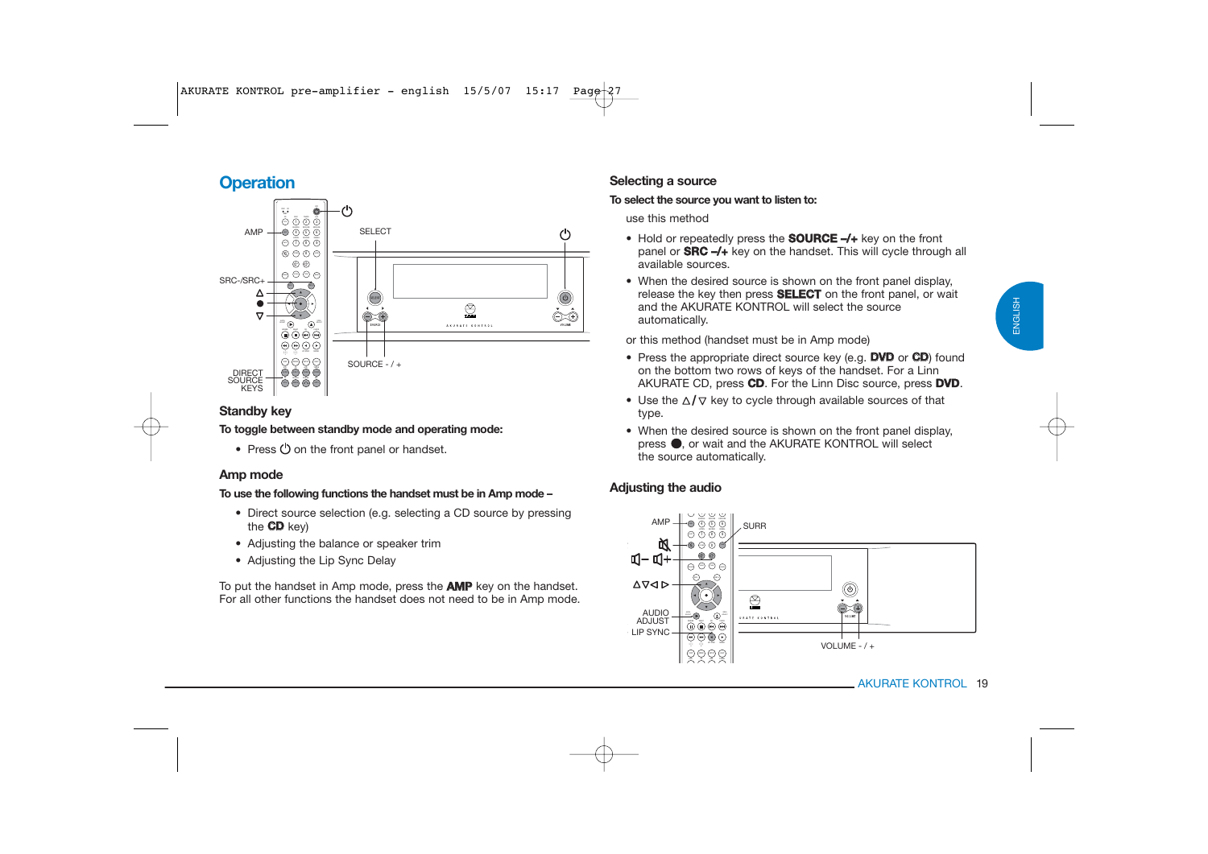# Operation

## Standby key

**To toggle between standby mode and operating mode:**

- Press ⏻ on the front panel or handset.

## Amp mode

**To use the following functions the handset must be in Amp mode –**

- Direct source selection (e.g. selecting a CD source by pressing the **CD** key)
- Adjusting the balance or speaker trim
- Adjusting the Lip Sync Delay

To put the handset in Amp mode, press the **AMP** key on the handset. For all other functions the handset does not need to be in Amp mode.

## Selecting a source

**To select the source you want to listen to:**

use this method

- Hold or repeatedly press the **SOURCE –/+** key on the front panel or **SRC –/+** key on the handset. This will cycle through all available sources.
- When the desired source is shown on the front panel display, release the key then press **SELECT** on the front panel, or wait and the AKURATE KONTROL will select the source automatically.

or this method (handset must be in Amp mode)

- Press the appropriate direct source key (e.g. **DVD** or **CD**) found on the bottom two rows of keys of the handset. For a Linn AKURATE CD, press **CD**. For the Linn Disc source, press **DVD**.
- Use the △/▽ key to cycle through available sources of that type.
- When the desired source is shown on the front panel display, press ●, or wait and the AKURATE KONTROL will select the source automatically.

## Adjusting the audio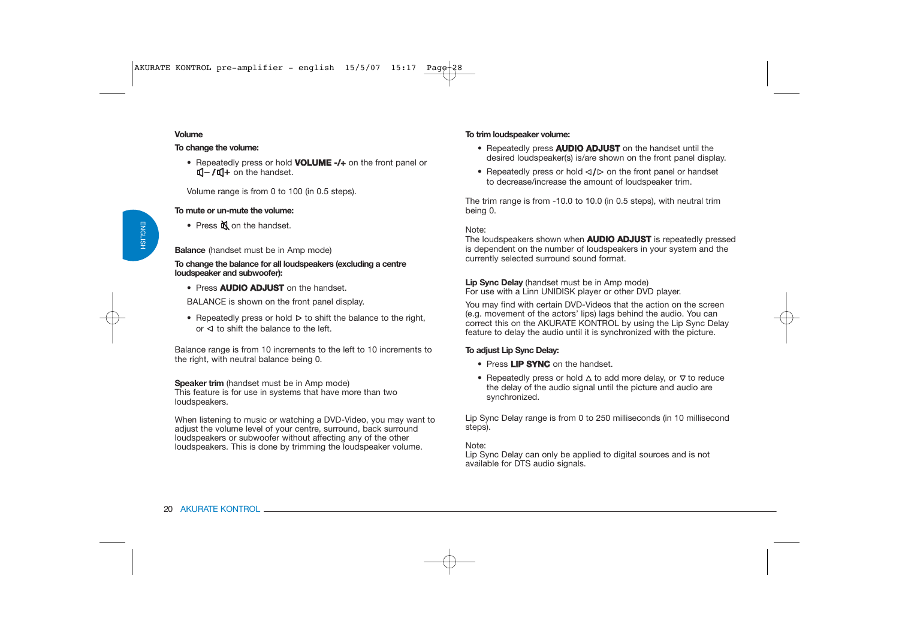## Volume

**To change the volume:**

- Repeatedly press or hold **VOLUME -/+** on the front panel or 🔈– / 🔈+ on the handset.

Volume range is from 0 to 100 (in 0.5 steps).

**To mute or un-mute the volume:**

- Press 🔇 on the handset.

**Balance** (handset must be in Amp mode)

**To change the balance for all loudspeakers (excluding a centre loudspeaker and subwoofer):**

- Press **AUDIO ADJUST** on the handset.

BALANCE is shown on the front panel display.

- Repeatedly press or hold ▷ to shift the balance to the right, or ◁ to shift the balance to the left.

Balance range is from 10 increments to the left to 10 increments to the right, with neutral balance being 0.

**Speaker trim** (handset must be in Amp mode)
This feature is for use in systems that have more than two loudspeakers.

When listening to music or watching a DVD-Video, you may want to adjust the volume level of your centre, surround, back surround loudspeakers or subwoofer without affecting any of the other loudspeakers. This is done by trimming the loudspeaker volume.

**To trim loudspeaker volume:**

- Repeatedly press **AUDIO ADJUST** on the handset until the desired loudspeaker(s) is/are shown on the front panel display.
- Repeatedly press or hold ◁/▷ on the front panel or handset to decrease/increase the amount of loudspeaker trim.

The trim range is from -10.0 to 10.0 (in 0.5 steps), with neutral trim being 0.

Note:
The loudspeakers shown when **AUDIO ADJUST** is repeatedly pressed is dependent on the number of loudspeakers in your system and the currently selected surround sound format.

**Lip Sync Delay** (handset must be in Amp mode)
For use with a Linn UNIDISK player or other DVD player.

You may find with certain DVD-Videos that the action on the screen (e.g. movement of the actors' lips) lags behind the audio. You can correct this on the AKURATE KONTROL by using the Lip Sync Delay feature to delay the audio until it is synchronized with the picture.

**To adjust Lip Sync Delay:**

- Press **LIP SYNC** on the handset.
- Repeatedly press or hold △ to add more delay, or ▽ to reduce the delay of the audio signal until the picture and audio are synchronized.

Lip Sync Delay range is from 0 to 250 milliseconds (in 10 millisecond steps).

Note:
Lip Sync Delay can only be applied to digital sources and is not available for DTS audio signals.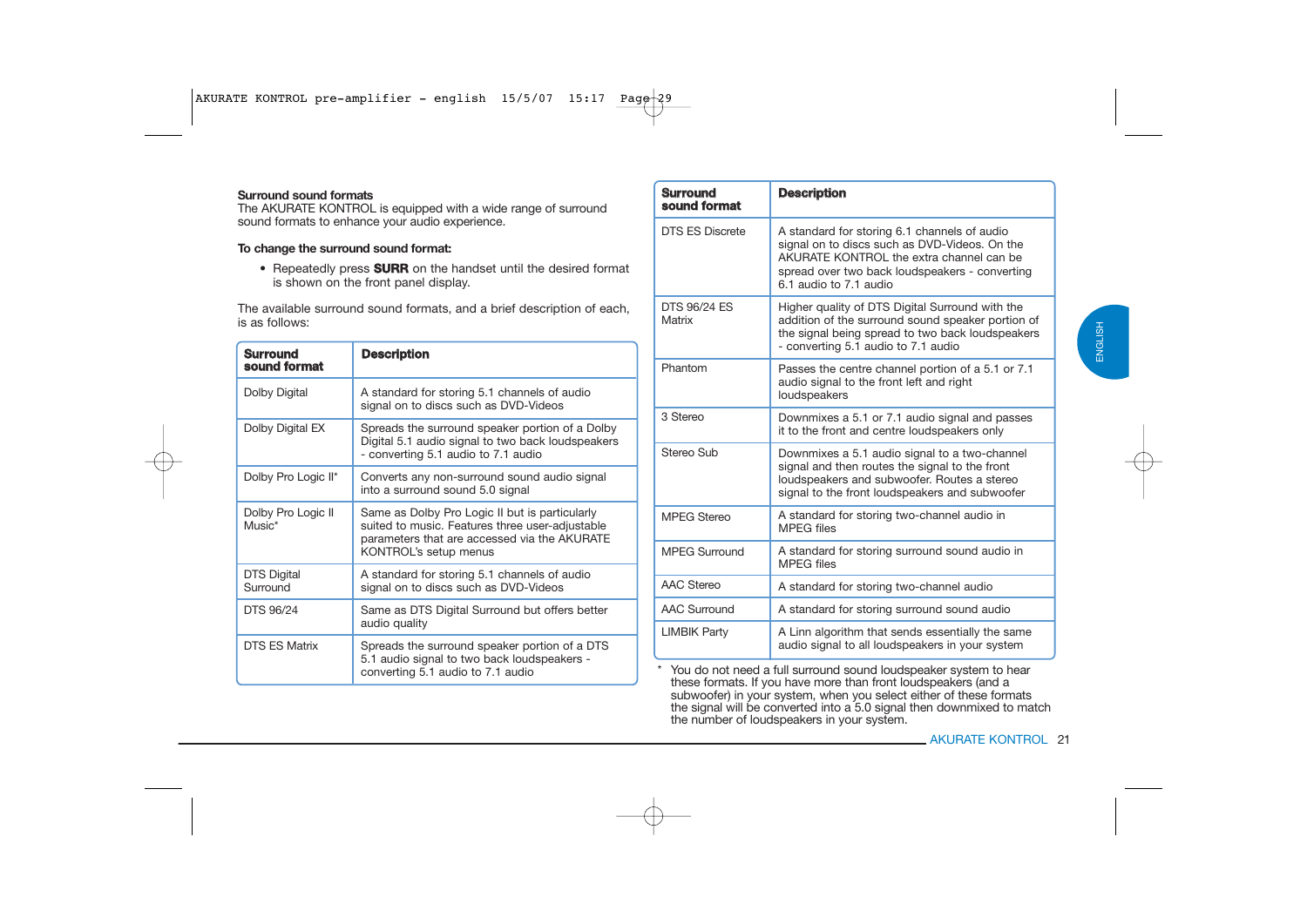### Surround sound formats

The AKURATE KONTROL is equipped with a wide range of surround sound formats to enhance your audio experience.

**To change the surround sound format:**

- Repeatedly press **SURR** on the handset until the desired format is shown on the front panel display.

The available surround sound formats, and a brief description of each, is as follows:

| Surround sound format | Description |
|---|---|
| Dolby Digital | A standard for storing 5.1 channels of audio signal on to discs such as DVD-Videos |
| Dolby Digital EX | Spreads the surround speaker portion of a Dolby Digital 5.1 audio signal to two back loudspeakers - converting 5.1 audio to 7.1 audio |
| Dolby Pro Logic II* | Converts any non-surround sound audio signal into a surround sound 5.0 signal |
| Dolby Pro Logic II Music* | Same as Dolby Pro Logic II but is particularly suited to music. Features three user-adjustable parameters that are accessed via the AKURATE KONTROL's setup menus |
| DTS Digital Surround | A standard for storing 5.1 channels of audio signal on to discs such as DVD-Videos |
| DTS 96/24 | Same as DTS Digital Surround but offers better audio quality |
| DTS ES Matrix | Spreads the surround speaker portion of a DTS 5.1 audio signal to two back loudspeakers - converting 5.1 audio to 7.1 audio |
| DTS ES Discrete | A standard for storing 6.1 channels of audio signal on to discs such as DVD-Videos. On the AKURATE KONTROL the extra channel can be spread over two back loudspeakers - converting 6.1 audio to 7.1 audio |
| DTS 96/24 ES Matrix | Higher quality of DTS Digital Surround with the addition of the surround sound speaker portion of the signal being spread to two back loudspeakers - converting 5.1 audio to 7.1 audio |
| Phantom | Passes the centre channel portion of a 5.1 or 7.1 audio signal to the front left and right loudspeakers |
| 3 Stereo | Downmixes a 5.1 or 7.1 audio signal and passes it to the front and centre loudspeakers only |
| Stereo Sub | Downmixes a 5.1 audio signal to a two-channel signal and then routes the signal to the front loudspeakers and subwoofer. Routes a stereo signal to the front loudspeakers and subwoofer |
| MPEG Stereo | A standard for storing two-channel audio in MPEG files |
| MPEG Surround | A standard for storing surround sound audio in MPEG files |
| AAC Stereo | A standard for storing two-channel audio |
| AAC Surround | A standard for storing surround sound audio |
| LIMBIK Party | A Linn algorithm that sends essentially the same audio signal to all loudspeakers in your system |

\* You do not need a full surround sound loudspeaker system to hear these formats. If you have more than front loudspeakers (and a subwoofer) in your system, when you select either of these formats the signal will be converted into a 5.0 signal then downmixed to match the number of loudspeakers in your system.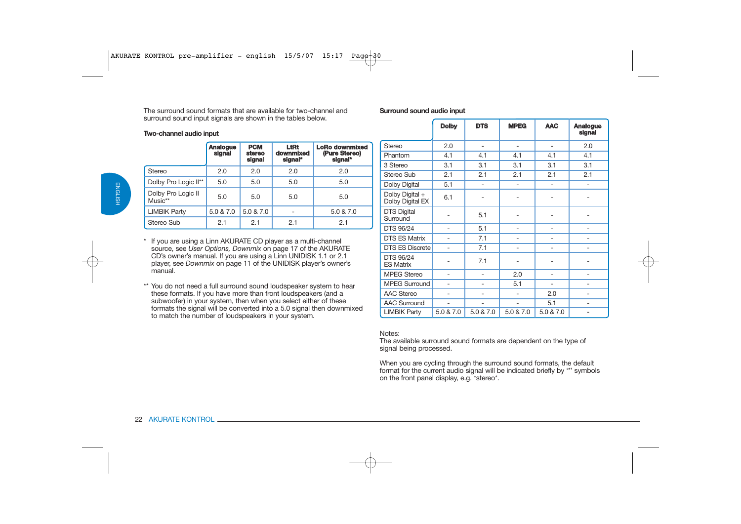The surround sound formats that are available for two-channel and surround sound input signals are shown in the tables below.

**Two-channel audio input**

| | Analogue signal | PCM stereo signal | LtRt downmixed signal* | LoRo downmixed (Pure Stereo) signal* |
|---|---|---|---|---|
| Stereo | 2.0 | 2.0 | 2.0 | 2.0 |
| Dolby Pro Logic II** | 5.0 | 5.0 | 5.0 | 5.0 |
| Dolby Pro Logic II Music** | 5.0 | 5.0 | 5.0 | 5.0 |
| LIMBIK Party | 5.0 & 7.0 | 5.0 & 7.0 | - | 5.0 & 7.0 |
| Stereo Sub | 2.1 | 2.1 | 2.1 | 2.1 |

\* If you are using a Linn AKURATE CD player as a multi-channel source, see *User Options, Downmix* on page 17 of the AKURATE CD's owner's manual. If you are using a Linn UNIDISK 1.1 or 2.1 player, see *Downmix* on page 11 of the UNIDISK player's owner's manual.

\** You do not need a full surround sound loudspeaker system to hear these formats. If you have more than front loudspeakers (and a subwoofer) in your system, then when you select either of these formats the signal will be converted into a 5.0 signal then downmixed to match the number of loudspeakers in your system.

**Surround sound audio input**

| | Dolby | DTS | MPEG | AAC | Analogue signal |
|---|---|---|---|---|---|
| Stereo | 2.0 | - | - | - | 2.0 |
| Phantom | 4.1 | 4.1 | 4.1 | 4.1 | 4.1 |
| 3 Stereo | 3.1 | 3.1 | 3.1 | 3.1 | 3.1 |
| Stereo Sub | 2.1 | 2.1 | 2.1 | 2.1 | 2.1 |
| Dolby Digital | 5.1 | - | - | - | - |
| Dolby Digital + Dolby Digital EX | 6.1 | - | - | - | - |
| DTS Digital Surround | - | 5.1 | - | - | - |
| DTS 96/24 | - | 5.1 | - | - | - |
| DTS ES Matrix | - | 7.1 | - | - | - |
| DTS ES Discrete | - | 7.1 | - | - | - |
| DTS 96/24 ES Matrix | - | 7.1 | - | - | - |
| MPEG Stereo | - | - | 2.0 | - | - |
| MPEG Surround | - | - | 5.1 | - | - |
| AAC Stereo | - | - | - | 2.0 | - |
| AAC Surround | - | - | - | 5.1 | - |
| LIMBIK Party | 5.0 & 7.0 | 5.0 & 7.0 | 5.0 & 7.0 | 5.0 & 7.0 | - |

Notes:
The available surround sound formats are dependent on the type of signal being processed.

When you are cycling through the surround sound formats, the default format for the current audio signal will be indicated briefly by '*' symbols on the front panel display, e.g. *stereo*.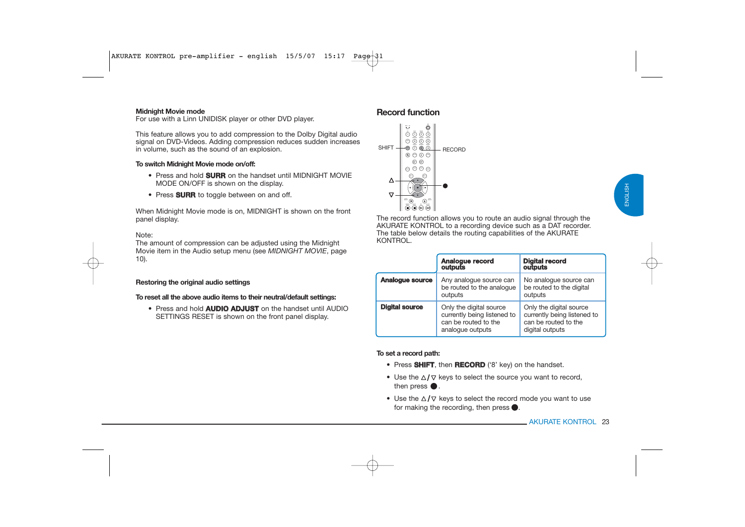**Midnight Movie mode**
For use with a Linn UNIDISK player or other DVD player.

This feature allows you to add compression to the Dolby Digital audio signal on DVD-Videos. Adding compression reduces sudden increases in volume, such as the sound of an explosion.

**To switch Midnight Movie mode on/off:**

- Press and hold **SURR** on the handset until MIDNIGHT MOVIE MODE ON/OFF is shown on the display.
- Press **SURR** to toggle between on and off.

When Midnight Movie mode is on, MIDNIGHT is shown on the front panel display.

Note:
The amount of compression can be adjusted using the Midnight Movie item in the Audio setup menu (see *MIDNIGHT MOVIE*, page 10).

**Restoring the original audio settings**

**To reset all the above audio items to their neutral/default settings:**

- Press and hold **AUDIO ADJUST** on the handset until AUDIO SETTINGS RESET is shown on the front panel display.

## Record function

SHIFT — RECORD

△

▽

●

The record function allows you to route an audio signal through the AKURATE KONTROL to a recording device such as a DAT recorder. The table below details the routing capabilities of the AKURATE KONTROL.

| | **Analogue record outputs** | **Digital record outputs** |
|---|---|---|
| **Analogue source** | Any analogue source can be routed to the analogue outputs | No analogue source can be routed to the digital outputs |
| **Digital source** | Only the digital source currently being listened to can be routed to the analogue outputs | Only the digital source currently being listened to can be routed to the digital outputs |

**To set a record path:**

- Press **SHIFT**, then **RECORD** ('8' key) on the handset.
- Use the △/▽ keys to select the source you want to record, then press ●.
- Use the △/▽ keys to select the record mode you want to use for making the recording, then press ●.

ENGLISH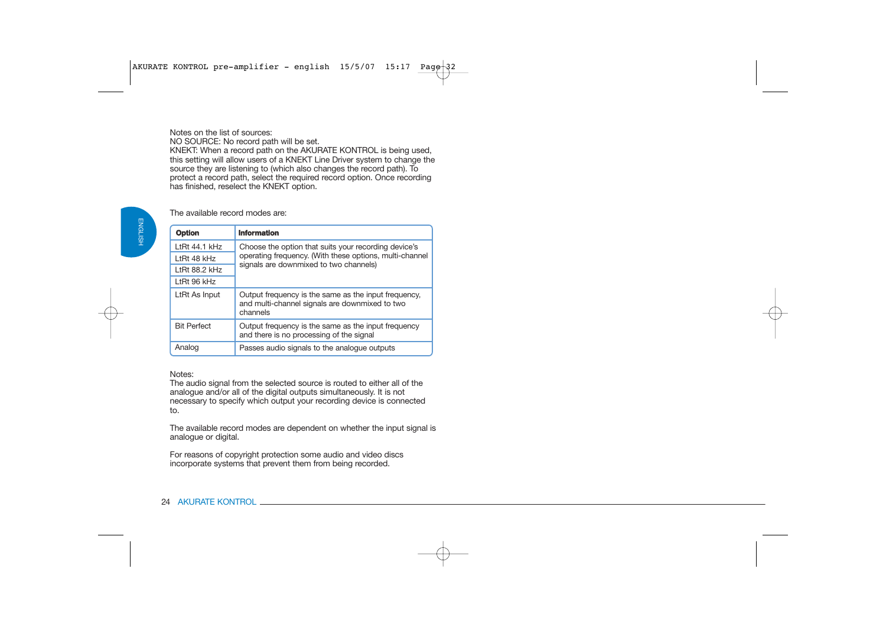Notes on the list of sources:
NO SOURCE: No record path will be set.
KNEKT: When a record path on the AKURATE KONTROL is being used, this setting will allow users of a KNEKT Line Driver system to change the source they are listening to (which also changes the record path). To protect a record path, select the required record option. Once recording has finished, reselect the KNEKT option.

The available record modes are:

| **Option** | **Information** |
|---|---|
| LtRt 44.1 kHz | Choose the option that suits your recording device's operating frequency. (With these options, multi-channel signals are downmixed to two channels) |
| LtRt 48 kHz | |
| LtRt 88.2 kHz | |
| LtRt 96 kHz | |
| LtRt As Input | Output frequency is the same as the input frequency, and multi-channel signals are downmixed to two channels |
| Bit Perfect | Output frequency is the same as the input frequency and there is no processing of the signal |
| Analog | Passes audio signals to the analogue outputs |

Notes:
The audio signal from the selected source is routed to either all of the analogue and/or all of the digital outputs simultaneously. It is not necessary to specify which output your recording device is connected to.

The available record modes are dependent on whether the input signal is analogue or digital.

For reasons of copyright protection some audio and video discs incorporate systems that prevent them from being recorded.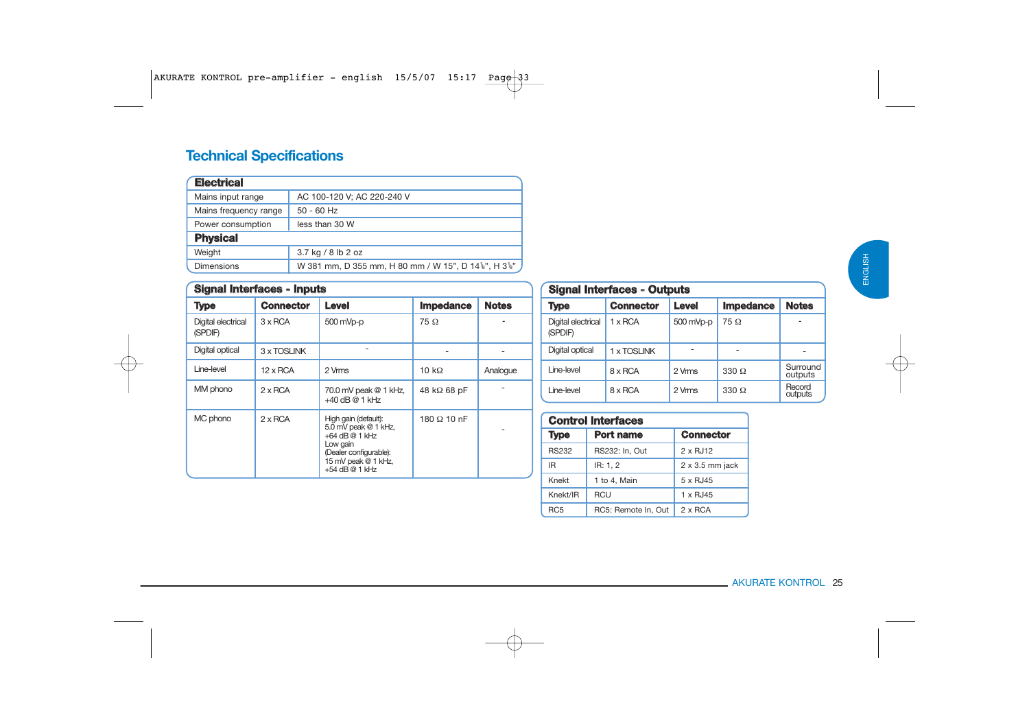## Technical Specifications

| Electrical | |
|---|---|
| Mains input range | AC 100-120 V; AC 220-240 V |
| Mains frequency range | 50 - 60 Hz |
| Power consumption | less than 30 W |
| **Physical** | |
| Weight | 3.7 kg / 8 lb 2 oz |
| Dimensions | W 381 mm, D 355 mm, H 80 mm / W 15", D 14⅛", H 3⅛" |

### Signal Interfaces - Inputs

| Type | Connector | Level | Impedance | Notes |
|---|---|---|---|---|
| Digital electrical (SPDIF) | 3 x RCA | 500 mVp-p | 75 Ω | - |
| Digital optical | 3 x TOSLINK | - | - | - |
| Line-level | 12 x RCA | 2 Vrms | 10 kΩ | Analogue |
| MM phono | 2 x RCA | 70.0 mV peak @ 1 kHz, +40 dB @ 1 kHz | 48 kΩ 68 pF | - |
| MC phono | 2 x RCA | High gain (default): 5.0 mV peak @ 1 kHz, +64 dB @ 1 kHz Low gain (Dealer configurable): 15 mV peak @ 1 kHz, +54 dB @ 1 kHz | 180 Ω 10 nF | - |

### Signal Interfaces - Outputs

| Type | Connector | Level | Impedance | Notes |
|---|---|---|---|---|
| Digital electrical (SPDIF) | 1 x RCA | 500 mVp-p | 75 Ω | - |
| Digital optical | 1 x TOSLINK | - | - | - |
| Line-level | 8 x RCA | 2 Vrms | 330 Ω | Surround outputs |
| Line-level | 8 x RCA | 2 Vrms | 330 Ω | Record outputs |

### Control Interfaces

| Type | Port name | Connector |
|---|---|---|
| RS232 | RS232: In, Out | 2 x RJ12 |
| IR | IR: 1, 2 | 2 x 3.5 mm jack |
| Knekt | 1 to 4, Main | 5 x RJ45 |
| Knekt/IR | RCU | 1 x RJ45 |
| RC5 | RC5: Remote In, Out | 2 x RCA |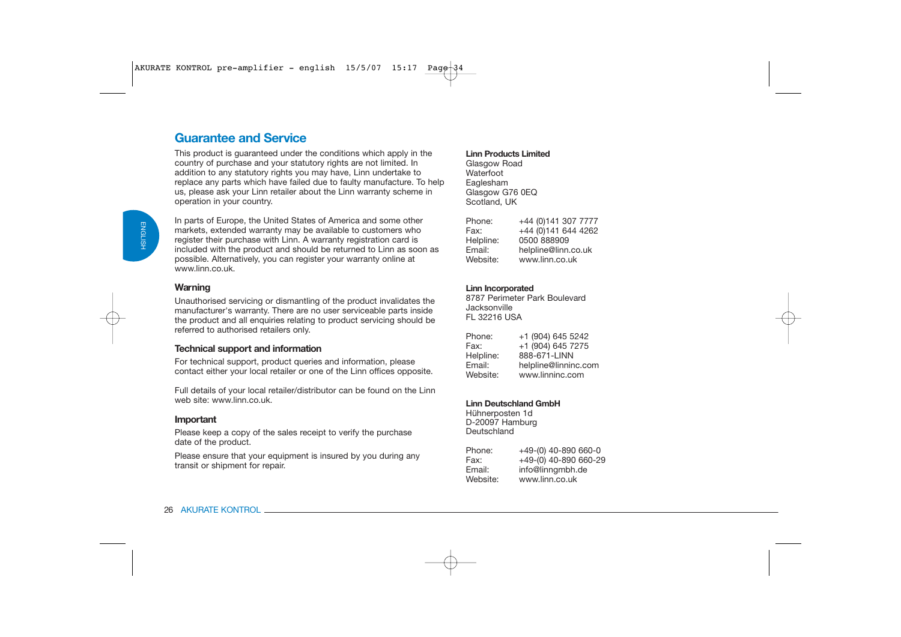## Guarantee and Service

This product is guaranteed under the conditions which apply in the country of purchase and your statutory rights are not limited. In addition to any statutory rights you may have, Linn undertake to replace any parts which have failed due to faulty manufacture. To help us, please ask your Linn retailer about the Linn warranty scheme in operation in your country.

In parts of Europe, the United States of America and some other markets, extended warranty may be available to customers who register their purchase with Linn. A warranty registration card is included with the product and should be returned to Linn as soon as possible. Alternatively, you can register your warranty online at www.linn.co.uk.

### Warning

Unauthorised servicing or dismantling of the product invalidates the manufacturer's warranty. There are no user serviceable parts inside the product and all enquiries relating to product servicing should be referred to authorised retailers only.

### Technical support and information

For technical support, product queries and information, please contact either your local retailer or one of the Linn offices opposite.

Full details of your local retailer/distributor can be found on the Linn web site: www.linn.co.uk.

### Important

Please keep a copy of the sales receipt to verify the purchase date of the product.

Please ensure that your equipment is insured by you during any transit or shipment for repair.

**Linn Products Limited**
Glasgow Road
Waterfoot
Eaglesham
Glasgow G76 0EQ
Scotland, UK

Phone: +44 (0)141 307 7777
Fax: +44 (0)141 644 4262
Helpline: 0500 888909
Email: helpline@linn.co.uk
Website: www.linn.co.uk

**Linn Incorporated**
8787 Perimeter Park Boulevard
Jacksonville
FL 32216 USA

Phone: +1 (904) 645 5242
Fax: +1 (904) 645 7275
Helpline: 888-671-LINN
Email: helpline@linninc.com
Website: www.linninc.com

**Linn Deutschland GmbH**
Hühnerposten 1d
D-20097 Hamburg
Deutschland

Phone: +49-(0) 40-890 660-0
Fax: +49-(0) 40-890 660-29
Email: info@linngmbh.de
Website: www.linn.co.uk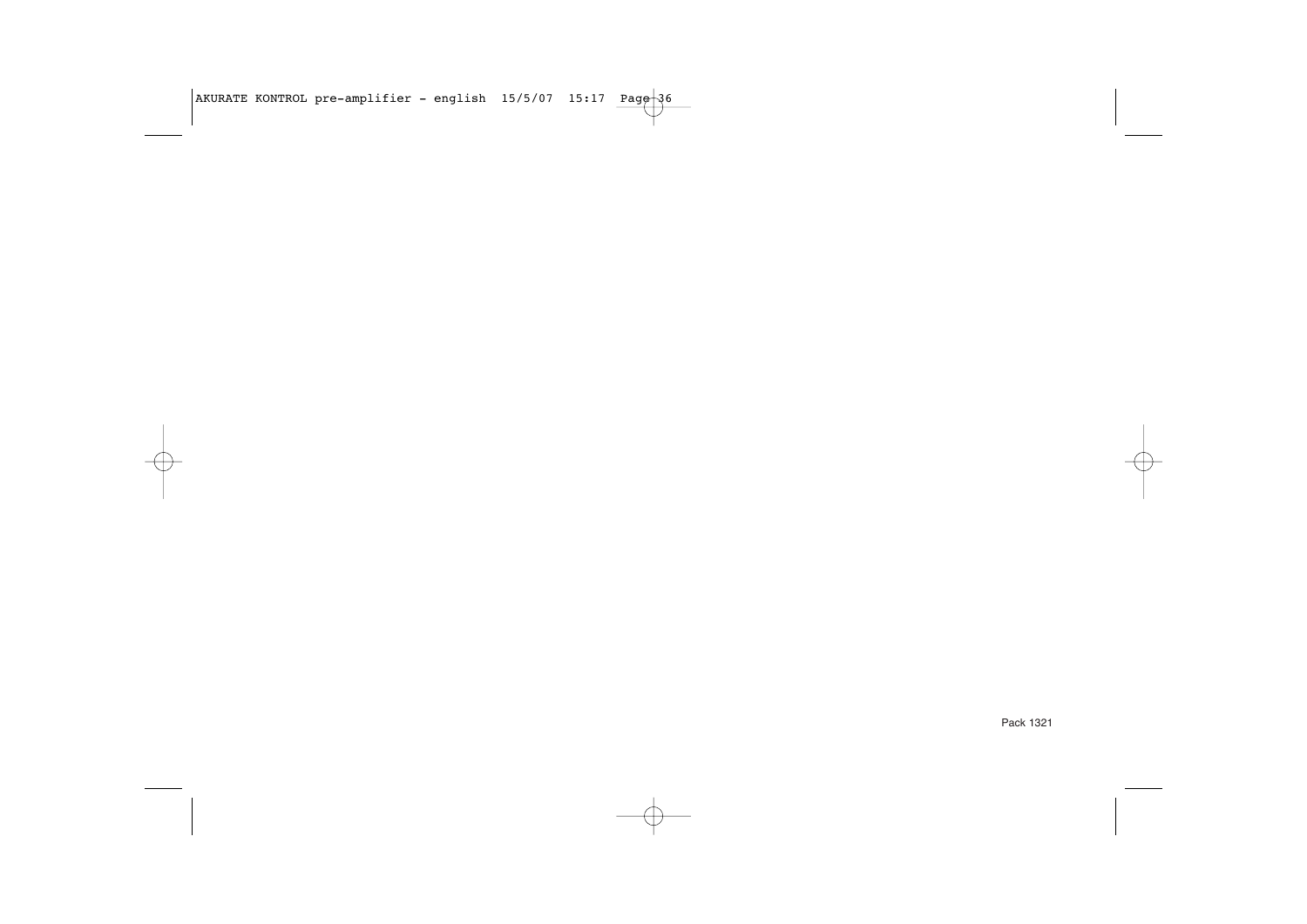Pack 1321